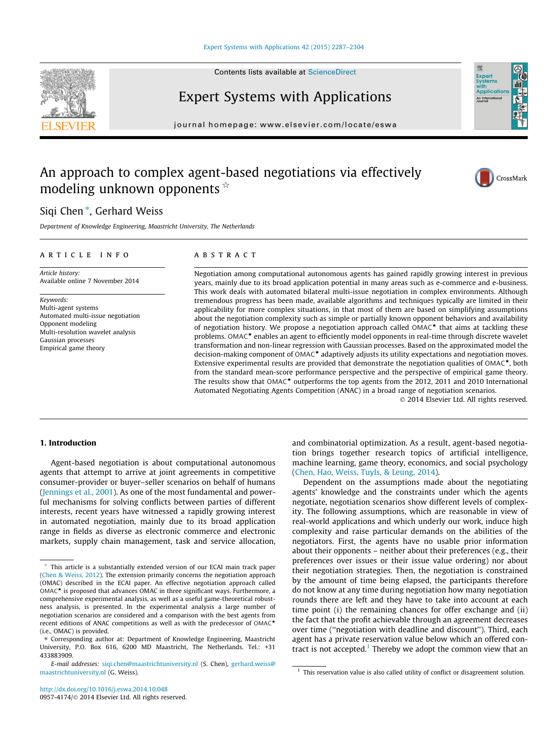# An approach to complex agent-based negotiations via effectively modeling unknown opponents ☆

Siqi Chen *, Gerhard Weiss

*Department of Knowledge Engineering, Maastricht University, The Netherlands*

ARTICLE INFO

*Article history:*
Available online 7 November 2014

*Keywords:*
Multi-agent systems
Automated multi-issue negotiation
Opponent modeling
Multi-resolution wavelet analysis
Gaussian processes
Empirical game theory

ABSTRACT

Negotiation among computational autonomous agents has gained rapidly growing interest in previous years, mainly due to its broad application potential in many areas such as e-commerce and e-business. This work deals with automated bilateral multi-issue negotiation in complex environments. Although tremendous progress has been made, available algorithms and techniques typically are limited in their applicability for more complex situations, in that most of them are based on simplifying assumptions about the negotiation complexity such as simple or partially known opponent behaviors and availability of negotiation history. We propose a negotiation approach called OMAC* that aims at tackling these problems. OMAC* enables an agent to efficiently model opponents in real-time through discrete wavelet transformation and non-linear regression with Gaussian processes. Based on the approximated model the decision-making component of OMAC* adaptively adjusts its utility expectations and negotiation moves. Extensive experimental results are provided that demonstrate the negotiation qualities of OMAC*, both from the standard mean-score performance perspective and the perspective of empirical game theory. The results show that OMAC* outperforms the top agents from the 2012, 2011 and 2010 International Automated Negotiating Agents Competition (ANAC) in a broad range of negotiation scenarios.

© 2014 Elsevier Ltd. All rights reserved.

## 1. Introduction

Agent-based negotiation is about computational autonomous agents that attempt to arrive at joint agreements in competitive consumer-provider or buyer–seller scenarios on behalf of humans (Jennings et al., 2001). As one of the most fundamental and powerful mechanisms for solving conflicts between parties of different interests, recent years have witnessed a rapidly growing interest in automated negotiation, mainly due to its broad application range in fields as diverse as electronic commerce and electronic markets, supply chain management, task and service allocation, and combinatorial optimization. As a result, agent-based negotiation brings together research topics of artificial intelligence, machine learning, game theory, economics, and social psychology (Chen, Hao, Weiss, Tuyls, & Leung, 2014).

Dependent on the assumptions made about the negotiating agents' knowledge and the constraints under which the agents negotiate, negotiation scenarios show different levels of complexity. The following assumptions, which are reasonable in view of real-world applications and which underly our work, induce high complexity and raise particular demands on the abilities of the negotiators. First, the agents have no usable prior information about their opponents – neither about their preferences (e.g., their preferences over issues or their issue value ordering) nor about their negotiation strategies. Then, the negotiation is constrained by the amount of time being elapsed, the participants therefore do not know at any time during negotiation how many negotiation rounds there are left and they have to take into account at each time point (i) the remaining chances for offer exchange and (ii) the fact that the profit achievable through an agreement decreases over time ("negotiation with deadline and discount"). Third, each agent has a private reservation value below which an offered contract is not accepted.[1] Thereby we adopt the common view that an

---

☆ This article is a substantially extended version of our ECAI main track paper (Chen & Weiss, 2012). The extension primarily concerns the negotiation approach (OMAC) described in the ECAI paper. An effective negotiation approach called OMAC* is proposed that advances OMAC in three significant ways. Furthermore, a comprehensive experimental analysis, as well as a useful game-theoretical robustness analysis, is presented. In the experimental analysis a large number of negotiation scenarios are considered and a comparison with the best agents from recent editions of ANAC competitions as well as with the predecessor of OMAC* (i.e., OMAC) is provided.

\* Corresponding author at: Department of Knowledge Engineering, Maastricht University, P.O. Box 616, 6200 MD Maastricht, The Netherlands. Tel.: +31 433883909.

*E-mail addresses:* siqi.chen@maastrichtuniversity.nl (S. Chen), gerhard.weiss@maastrichtuniversity.nl (G. Weiss).

[1] This reservation value is also called utility of conflict or disagreement solution.

http://dx.doi.org/10.1016/j.eswa.2014.10.048
0957-4174/© 2014 Elsevier Ltd. All rights reserved.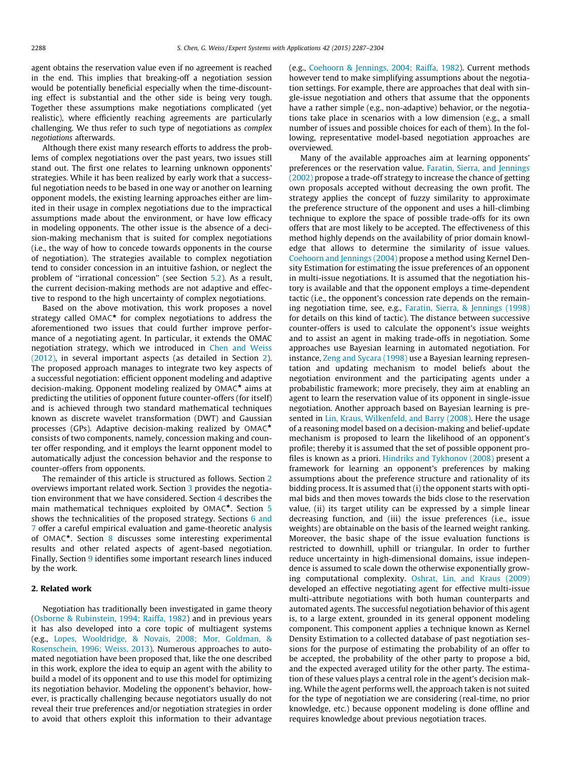agent obtains the reservation value even if no agreement is reached in the end. This implies that breaking-off a negotiation session would be potentially beneficial especially when the time-discounting effect is substantial and the other side is being very tough. Together these assumptions make negotiations complicated (yet realistic), where efficiently reaching agreements are particularly challenging. We thus refer to such type of negotiations as *complex negotiations* afterwards.

Although there exist many research efforts to address the problems of complex negotiations over the past years, two issues still stand out. The first one relates to learning unknown opponents' strategies. While it has been realized by early work that a successful negotiation needs to be based in one way or another on learning opponent models, the existing learning approaches either are limited in their usage in complex negotiations due to the impractical assumptions made about the environment, or have low efficacy in modeling opponents. The other issue is the absence of a decision-making mechanism that is suited for complex negotiations (i.e., the way of how to concede towards opponents in the course of negotiation). The strategies available to complex negotiation tend to consider concession in an intuitive fashion, or neglect the problem of "irrational concession" (see Section 5.2). As a result, the current decision-making methods are not adaptive and effective to respond to the high uncertainty of complex negotiations.

Based on the above motivation, this work proposes a novel strategy called OMAC★ for complex negotiations to address the aforementioned two issues that could further improve performance of a negotiating agent. In particular, it extends the OMAC negotiation strategy, which we introduced in Chen and Weiss (2012), in several important aspects (as detailed in Section 2). The proposed approach manages to integrate two key aspects of a successful negotiation: efficient opponent modeling and adaptive decision-making. Opponent modeling realized by OMAC★ aims at predicting the utilities of opponent future counter-offers (for itself) and is achieved through two standard mathematical techniques known as discrete wavelet transformation (DWT) and Gaussian processes (GPs). Adaptive decision-making realized by OMAC★ consists of two components, namely, concession making and counter offer responding, and it employs the learnt opponent model to automatically adjust the concession behavior and the response to counter-offers from opponents.

The remainder of this article is structured as follows. Section 2 overviews important related work. Section 3 provides the negotiation environment that we have considered. Section 4 describes the main mathematical techniques exploited by OMAC★. Section 5 shows the technicalities of the proposed strategy. Sections 6 and 7 offer a careful empirical evaluation and game-theoretic analysis of OMAC★. Section 8 discusses some interesting experimental results and other related aspects of agent-based negotiation. Finally, Section 9 identifies some important research lines induced by the work.

## 2. Related work

Negotiation has traditionally been investigated in game theory (Osborne & Rubinstein, 1994; Raiffa, 1982) and in previous years it has also developed into a core topic of multiagent systems (e.g., Lopes, Wooldridge, & Novais, 2008; Mor, Goldman, & Rosenschein, 1996; Weiss, 2013). Numerous approaches to automated negotiation have been proposed that, like the one described in this work, explore the idea to equip an agent with the ability to build a model of its opponent and to use this model for optimizing its negotiation behavior. Modeling the opponent's behavior, however, is practically challenging because negotiators usually do not reveal their true preferences and/or negotiation strategies in order to avoid that others exploit this information to their advantage (e.g., Coehoorn & Jennings, 2004; Raiffa, 1982). Current methods however tend to make simplifying assumptions about the negotiation settings. For example, there are approaches that deal with single-issue negotiation and others that assume that the opponents have a rather simple (e.g., non-adaptive) behavior, or the negotiations take place in scenarios with a low dimension (e.g., a small number of issues and possible choices for each of them). In the following, representative model-based negotiation approaches are overviewed.

Many of the available approaches aim at learning opponents' preferences or the reservation value. Faratin, Sierra, and Jennings (2002) propose a trade-off strategy to increase the chance of getting own proposals accepted without decreasing the own profit. The strategy applies the concept of fuzzy similarity to approximate the preference structure of the opponent and uses a hill-climbing technique to explore the space of possible trade-offs for its own offers that are most likely to be accepted. The effectiveness of this method highly depends on the availability of prior domain knowledge that allows to determine the similarity of issue values. Coehoorn and Jennings (2004) propose a method using Kernel Density Estimation for estimating the issue preferences of an opponent in multi-issue negotiations. It is assumed that the negotiation history is available and that the opponent employs a time-dependent tactic (i.e., the opponent's concession rate depends on the remaining negotiation time, see, e.g., Faratin, Sierra, & Jennings (1998) for details on this kind of tactic). The distance between successive counter-offers is used to calculate the opponent's issue weights and to assist an agent in making trade-offs in negotiation. Some approaches use Bayesian learning in automated negotiation. For instance, Zeng and Sycara (1998) use a Bayesian learning representation and updating mechanism to model beliefs about the negotiation environment and the participating agents under a probabilistic framework; more precisely, they aim at enabling an agent to learn the reservation value of its opponent in single-issue negotiation. Another approach based on Bayesian learning is presented in Lin, Kraus, Wilkenfeld, and Barry (2008). Here the usage of a reasoning model based on a decision-making and belief-update mechanism is proposed to learn the likelihood of an opponent's profile; thereby it is assumed that the set of possible opponent profiles is known as a priori. Hindriks and Tykhonov (2008) present a framework for learning an opponent's preferences by making assumptions about the preference structure and rationality of its bidding process. It is assumed that (i) the opponent starts with optimal bids and then moves towards the bids close to the reservation value, (ii) its target utility can be expressed by a simple linear decreasing function, and (iii) the issue preferences (i.e., issue weights) are obtainable on the basis of the learned weight ranking. Moreover, the basic shape of the issue evaluation functions is restricted to downhill, uphill or triangular. In order to further reduce uncertainty in high-dimensional domains, issue independence is assumed to scale down the otherwise exponentially growing computational complexity. Oshrat, Lin, and Kraus (2009) developed an effective negotiating agent for effective multi-issue multi-attribute negotiations with both human counterparts and automated agents. The successful negotiation behavior of this agent is, to a large extent, grounded in its general opponent modeling component. This component applies a technique known as Kernel Density Estimation to a collected database of past negotiation sessions for the purpose of estimating the probability of an offer to be accepted, the probability of the other party to propose a bid, and the expected averaged utility for the other party. The estimation of these values plays a central role in the agent's decision making. While the agent performs well, the approach taken is not suited for the type of negotiation we are considering (real-time, no prior knowledge, etc.) because opponent modeling is done offline and requires knowledge about previous negotiation traces.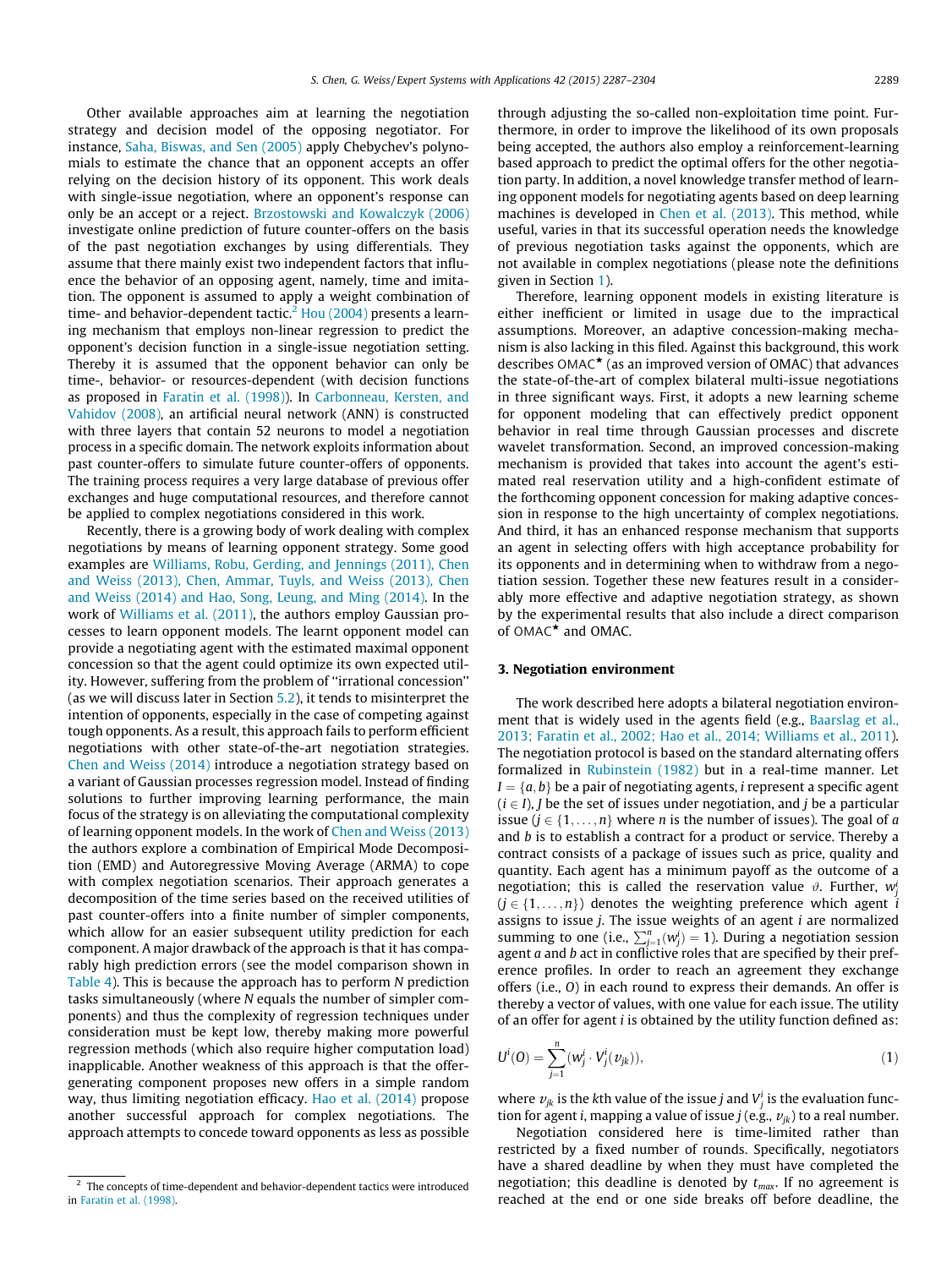Other available approaches aim at learning the negotiation strategy and decision model of the opposing negotiator. For instance, Saha, Biswas, and Sen (2005) apply Chebychev's polynomials to estimate the chance that an opponent accepts an offer relying on the decision history of its opponent. This work deals with single-issue negotiation, where an opponent's response can only be an accept or a reject. Brzostowski and Kowalczyk (2006) investigate online prediction of future counter-offers on the basis of the past negotiation exchanges by using differentials. They assume that there mainly exist two independent factors that influence the behavior of an opposing agent, namely, time and imitation. The opponent is assumed to apply a weight combination of time- and behavior-dependent tactic.[2] Hou (2004) presents a learning mechanism that employs non-linear regression to predict the opponent's decision function in a single-issue negotiation setting. Thereby it is assumed that the opponent behavior can only be time-, behavior- or resources-dependent (with decision functions as proposed in Faratin et al. (1998)). In Carbonneau, Kersten, and Vahidov (2008), an artificial neural network (ANN) is constructed with three layers that contain 52 neurons to model a negotiation process in a specific domain. The network exploits information about past counter-offers to simulate future counter-offers of opponents. The training process requires a very large database of previous offer exchanges and huge computational resources, and therefore cannot be applied to complex negotiations considered in this work.

Recently, there is a growing body of work dealing with complex negotiations by means of learning opponent strategy. Some good examples are Williams, Robu, Gerding, and Jennings (2011), Chen and Weiss (2013), Chen, Ammar, Tuyls, and Weiss (2013), Chen and Weiss (2014) and Hao, Song, Leung, and Ming (2014). In the work of Williams et al. (2011), the authors employ Gaussian processes to learn opponent models. The learnt opponent model can provide a negotiating agent with the estimated maximal opponent concession so that the agent could optimize its own expected utility. However, suffering from the problem of "irrational concession" (as we will discuss later in Section 5.2), it tends to misinterpret the intention of opponents, especially in the case of competing against tough opponents. As a result, this approach fails to perform efficient negotiations with other state-of-the-art negotiation strategies. Chen and Weiss (2014) introduce a negotiation strategy based on a variant of Gaussian processes regression model. Instead of finding solutions to further improving learning performance, the main focus of the strategy is on alleviating the computational complexity of learning opponent models. In the work of Chen and Weiss (2013) the authors explore a combination of Empirical Mode Decomposition (EMD) and Autoregressive Moving Average (ARMA) to cope with complex negotiation scenarios. Their approach generates a decomposition of the time series based on the received utilities of past counter-offers into a finite number of simpler components, which allow for an easier subsequent utility prediction for each component. A major drawback of the approach is that it has comparably high prediction errors (see the model comparison shown in Table 4). This is because the approach has to perform $N$ prediction tasks simultaneously (where $N$ equals the number of simpler components) and thus the complexity of regression techniques under consideration must be kept low, thereby making more powerful regression methods (which also require higher computation load) inapplicable. Another weakness of this approach is that the offer-generating component proposes new offers in a simple random way, thus limiting negotiation efficacy. Hao et al. (2014) propose another successful approach for complex negotiations. The approach attempts to concede toward opponents as less as possible through adjusting the so-called non-exploitation time point. Furthermore, in order to improve the likelihood of its own proposals being accepted, the authors also employ a reinforcement-learning based approach to predict the optimal offers for the other negotiation party. In addition, a novel knowledge transfer method of learning opponent models for negotiating agents based on deep learning machines is developed in Chen et al. (2013). This method, while useful, varies in that its successful operation needs the knowledge of previous negotiation tasks against the opponents, which are not available in complex negotiations (please note the definitions given in Section 1).

Therefore, learning opponent models in existing literature is either inefficient or limited in usage due to the impractical assumptions. Moreover, an adaptive concession-making mechanism is also lacking in this filed. Against this background, this work describes OMAC$^\star$ (as an improved version of OMAC) that advances the state-of-the-art of complex bilateral multi-issue negotiations in three significant ways. First, it adopts a new learning scheme for opponent modeling that can effectively predict opponent behavior in real time through Gaussian processes and discrete wavelet transformation. Second, an improved concession-making mechanism is provided that takes into account the agent's estimated real reservation utility and a high-confident estimate of the forthcoming opponent concession for making adaptive concession in response to the high uncertainty of complex negotiations. And third, it has an enhanced response mechanism that supports an agent in selecting offers with high acceptance probability for its opponents and in determining when to withdraw from a negotiation session. Together these new features result in a considerably more effective and adaptive negotiation strategy, as shown by the experimental results that also include a direct comparison of OMAC$^\star$ and OMAC.

## 3. Negotiation environment

The work described here adopts a bilateral negotiation environment that is widely used in the agents field (e.g., Baarslag et al., 2013; Faratin et al., 2002; Hao et al., 2014; Williams et al., 2011). The negotiation protocol is based on the standard alternating offers formalized in Rubinstein (1982) but in a real-time manner. Let $I = \{a, b\}$ be a pair of negotiating agents, $i$ represent a specific agent ($i \in I$), $J$ be the set of issues under negotiation, and $j$ be a particular issue ($j \in \{1, \ldots, n\}$ where $n$ is the number of issues). The goal of $a$ and $b$ is to establish a contract for a product or service. Thereby a contract consists of a package of issues such as price, quality and quantity. Each agent has a minimum payoff as the outcome of a negotiation; this is called the reservation value $\vartheta$. Further, $w_j^i$ ($j \in \{1, \ldots, n\}$) denotes the weighting preference which agent $i$ assigns to issue $j$. The issue weights of an agent $i$ are normalized summing to one (i.e., $\sum_{j=1}^{n}(w_j^i) = 1$). During a negotiation session agent $a$ and $b$ act in conflictive roles that are specified by their preference profiles. In order to reach an agreement they exchange offers (i.e., $O$) in each round to express their demands. An offer is thereby a vector of values, with one value for each issue. The utility of an offer for agent $i$ is obtained by the utility function defined as:

$$U^i(O) = \sum_{j=1}^{n}(w_j^i \cdot V_j^i(v_{jk})), \tag{1}$$

where $v_{jk}$ is the $k$th value of the issue $j$ and $V_j^i$ is the evaluation function for agent $i$, mapping a value of issue $j$ (e.g., $v_{jk}$) to a real number.

Negotiation considered here is time-limited rather than restricted by a fixed number of rounds. Specifically, negotiators have a shared deadline by when they must have completed the negotiation; this deadline is denoted by $t_{max}$. If no agreement is reached at the end or one side breaks off before deadline, the

---

[2] The concepts of time-dependent and behavior-dependent tactics were introduced in Faratin et al. (1998).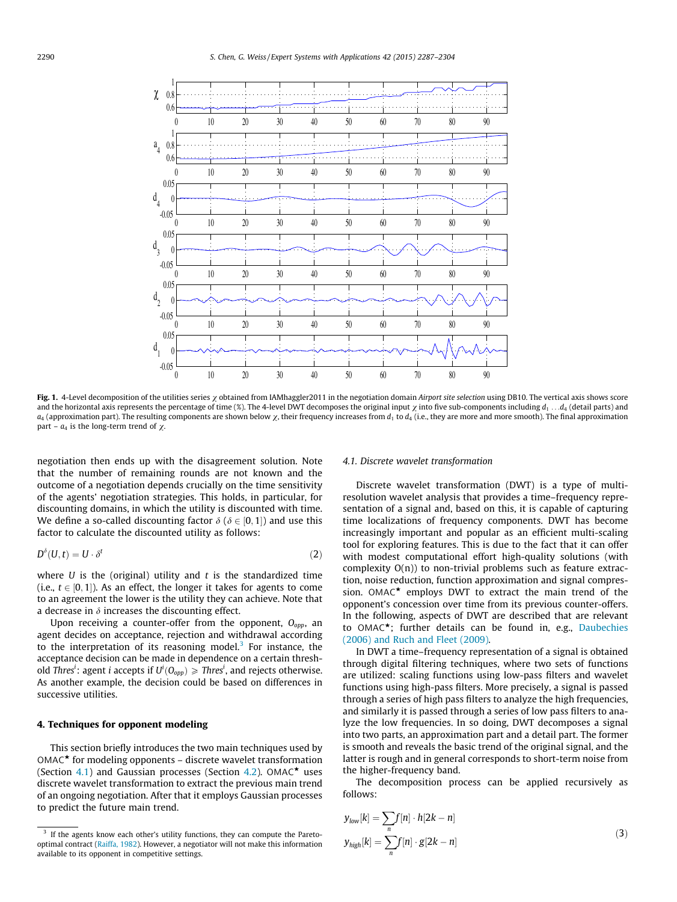Fig. 1. 4-Level decomposition of the utilities series $\chi$ obtained from IAMhaggler2011 in the negotiation domain *Airport site selection* using DB10. The vertical axis shows score and the horizontal axis represents the percentage of time (%). The 4-level DWT decomposes the original input $\chi$ into five sub-components including $d_1 \ldots d_4$ (detail parts) and $a_4$ (approximation part). The resulting components are shown below $\chi$, their frequency increases from $d_1$ to $d_4$ (i.e., they are more and more smooth). The final approximation part – $a_4$ is the long-term trend of $\chi$.

negotiation then ends up with the disagreement solution. Note that the number of remaining rounds are not known and the outcome of a negotiation depends crucially on the time sensitivity of the agents' negotiation strategies. This holds, in particular, for discounting domains, in which the utility is discounted with time. We define a so-called discounting factor $\delta$ ($\delta \in [0, 1]$) and use this factor to calculate the discounted utility as follows:

$$D^{\delta}(U, t) = U \cdot \delta^{t} \tag{2}$$

where $U$ is the (original) utility and $t$ is the standardized time (i.e., $t \in [0, 1]$). As an effect, the longer it takes for agents to come to an agreement the lower is the utility they can achieve. Note that a decrease in $\delta$ increases the discounting effect.

Upon receiving a counter-offer from the opponent, $O_{opp}$, an agent decides on acceptance, rejection and withdrawal according to the interpretation of its reasoning model.[3] For instance, the acceptance decision can be made in dependence on a certain threshold $Thres^{i}$: agent $i$ accepts if $U^{i}(O_{opp}) \geqslant Thres^{i}$, and rejects otherwise. As another example, the decision could be based on differences in successive utilities.

## 4. Techniques for opponent modeling

This section briefly introduces the two main techniques used by OMAC$^{\star}$ for modeling opponents – discrete wavelet transformation (Section 4.1) and Gaussian processes (Section 4.2). OMAC$^{\star}$ uses discrete wavelet transformation to extract the previous main trend of an ongoing negotiation. After that it employs Gaussian processes to predict the future main trend.

### 4.1. Discrete wavelet transformation

Discrete wavelet transformation (DWT) is a type of multi-resolution wavelet analysis that provides a time–frequency representation of a signal and, based on this, it is capable of capturing time localizations of frequency components. DWT has become increasingly important and popular as an efficient multi-scaling tool for exploring features. This is due to the fact that it can offer with modest computational effort high-quality solutions (with complexity O(n)) to non-trivial problems such as feature extraction, noise reduction, function approximation and signal compression. OMAC$^{\star}$ employs DWT to extract the main trend of the opponent's concession over time from its previous counter-offers. In the following, aspects of DWT are described that are relevant to OMAC$^{\star}$; further details can be found in, e.g., Daubechies (2006) and Ruch and Fleet (2009).

In DWT a time–frequency representation of a signal is obtained through digital filtering techniques, where two sets of functions are utilized: scaling functions using low-pass filters and wavelet functions using high-pass filters. More precisely, a signal is passed through a series of high pass filters to analyze the high frequencies, and similarly it is passed through a series of low pass filters to analyze the low frequencies. In so doing, DWT decomposes a signal into two parts, an approximation part and a detail part. The former is smooth and reveals the basic trend of the original signal, and the latter is rough and in general corresponds to short-term noise from the higher-frequency band.

The decomposition process can be applied recursively as follows:

$$\begin{aligned} y_{low}[k] &= \sum_{n} f[n] \cdot h[2k - n] \\ y_{high}[k] &= \sum_{n} f[n] \cdot g[2k - n] \end{aligned} \tag{3}$$

[3] If the agents know each other's utility functions, they can compute the Pareto-optimal contract (Raiffa, 1982). However, a negotiator will not make this information available to its opponent in competitive settings.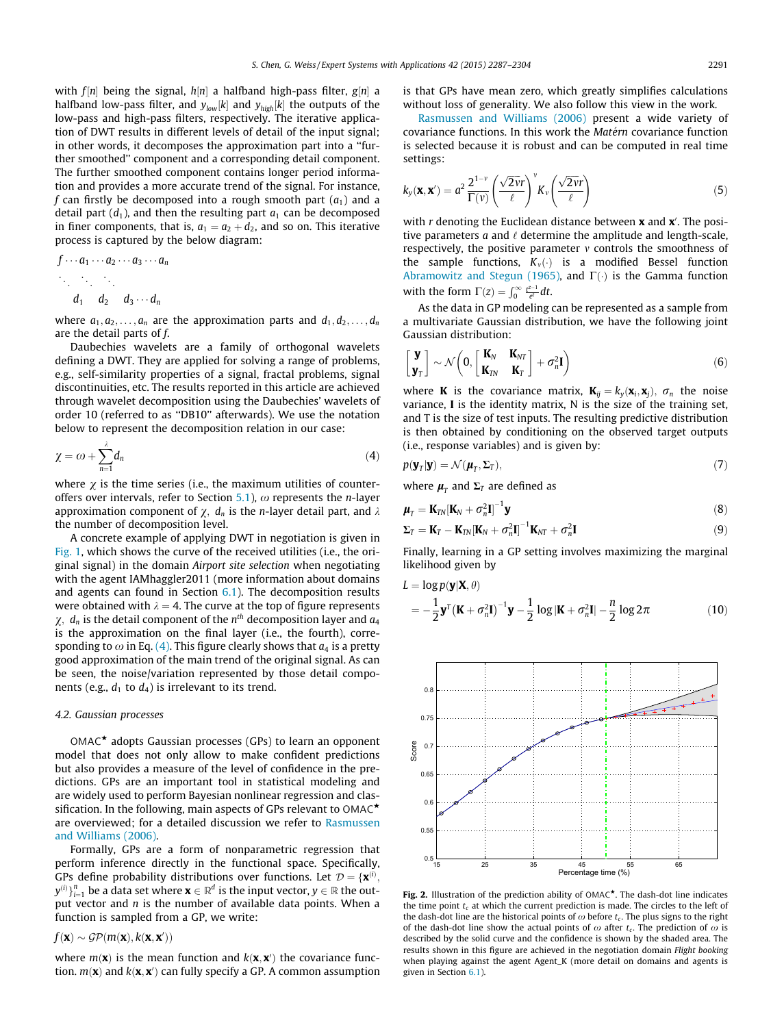with $f[n]$ being the signal, $h[n]$ a halfband high-pass filter, $g[n]$ a halfband low-pass filter, and $y_{low}[k]$ and $y_{high}[k]$ the outputs of the low-pass and high-pass filters, respectively. The iterative application of DWT results in different levels of detail of the input signal; in other words, it decomposes the approximation part into a "further smoothed" component and a corresponding detail component. The further smoothed component contains longer period information and provides a more accurate trend of the signal. For instance, $f$ can firstly be decomposed into a rough smooth part ($a_1$) and a detail part ($d_1$), and then the resulting part $a_1$ can be decomposed in finer components, that is, $a_1 = a_2 + d_2$, and so on. This iterative process is captured by the below diagram:

$$
\begin{array}{l}
f \cdots a_1 \cdots a_2 \cdots a_3 \cdots a_n \\
\ddots \quad \ddots \quad \ddots \\
\quad d_1 \quad d_2 \quad d_3 \cdots d_n
\end{array}
$$

where $a_1, a_2, \ldots, a_n$ are the approximation parts and $d_1, d_2, \ldots, d_n$ are the detail parts of $f$.

Daubechies wavelets are a family of orthogonal wavelets defining a DWT. They are applied for solving a range of problems, e.g., self-similarity properties of a signal, fractal problems, signal discontinuities, etc. The results reported in this article are achieved through wavelet decomposition using the Daubechies' wavelets of order 10 (referred to as "DB10" afterwards). We use the notation below to represent the decomposition relation in our case:

$$
\chi = \omega + \sum_{n=1}^{\lambda} d_n \tag{4}
$$

where $\chi$ is the time series (i.e., the maximum utilities of counter-offers over intervals, refer to Section 5.1), $\omega$ represents the $n$-layer approximation component of $\chi$, $d_n$ is the $n$-layer detail part, and $\lambda$ the number of decomposition level.

A concrete example of applying DWT in negotiation is given in Fig. 1, which shows the curve of the received utilities (i.e., the original signal) in the domain *Airport site selection* when negotiating with the agent IAMhaggler2011 (more information about domains and agents can found in Section 6.1). The decomposition results were obtained with $\lambda = 4$. The curve at the top of figure represents $\chi$, $d_n$ is the detail component of the $n^{th}$ decomposition layer and $a_4$ is the approximation on the final layer (i.e., the fourth), corresponding to $\omega$ in Eq. (4). This figure clearly shows that $a_4$ is a pretty good approximation of the main trend of the original signal. As can be seen, the noise/variation represented by those detail components (e.g., $d_1$ to $d_4$) is irrelevant to its trend.

### 4.2. Gaussian processes

OMAC★ adopts Gaussian processes (GPs) to learn an opponent model that does not only allow to make confident predictions but also provides a measure of the level of confidence in the predictions. GPs are an important tool in statistical modeling and are widely used to perform Bayesian nonlinear regression and classification. In the following, main aspects of GPs relevant to OMAC★ are overviewed; for a detailed discussion we refer to Rasmussen and Williams (2006).

Formally, GPs are a form of nonparametric regression that perform inference directly in the functional space. Specifically, GPs define probability distributions over functions. Let $\mathcal{D} = \{\mathbf{x}^{(i)}, y^{(i)}\}_{i=1}^{n}$ be a data set where $\mathbf{x} \in \mathbb{R}^d$ is the input vector, $y \in \mathbb{R}$ the output vector and $n$ is the number of available data points. When a function is sampled from a GP, we write:

$$
f(\mathbf{x}) \sim \mathcal{GP}(m(\mathbf{x}), k(\mathbf{x}, \mathbf{x}'))
$$

where $m(\mathbf{x})$ is the mean function and $k(\mathbf{x}, \mathbf{x}')$ the covariance function. $m(\mathbf{x})$ and $k(\mathbf{x}, \mathbf{x}')$ can fully specify a GP. A common assumption is that GPs have mean zero, which greatly simplifies calculations without loss of generality. We also follow this view in the work.

Rasmussen and Williams (2006) present a wide variety of covariance functions. In this work the *Matérn* covariance function is selected because it is robust and can be computed in real time settings:

$$
k_{\nu}(\mathbf{x}, \mathbf{x}') = a^2 \frac{2^{1-\nu}}{\Gamma(\nu)} \left( \frac{\sqrt{2\nu} r}{\ell} \right)^{\nu} K_{\nu} \left( \frac{\sqrt{2\nu} r}{\ell} \right) \tag{5}
$$

with $r$ denoting the Euclidean distance between $\mathbf{x}$ and $\mathbf{x}'$. The positive parameters $a$ and $\ell$ determine the amplitude and length-scale, respectively, the positive parameter $\nu$ controls the smoothness of the sample functions, $K_{\nu}(\cdot)$ is a modified Bessel function Abramowitz and Stegun (1965), and $\Gamma(\cdot)$ is the Gamma function with the form $\Gamma(z) = \int_0^{\infty} \frac{t^{z-1}}{e^t} dt$.

As the data in GP modeling can be represented as a sample from a multivariate Gaussian distribution, we have the following joint Gaussian distribution:

$$
\begin{bmatrix} \mathbf{y} \\ \mathbf{y}_T \end{bmatrix} \sim \mathcal{N}\left(0, \begin{bmatrix} \mathbf{K}_N & \mathbf{K}_{NT} \\ \mathbf{K}_{TN} & \mathbf{K}_T \end{bmatrix} + \sigma_n^2 \mathbf{I}\right) \tag{6}
$$

where $\mathbf{K}$ is the covariance matrix, $\mathbf{K}_{ij} = k_{\nu}(\mathbf{x}_i, \mathbf{x}_j)$, $\sigma_n$ the noise variance, $\mathbf{I}$ is the identity matrix, N is the size of the training set, and T is the size of test inputs. The resulting predictive distribution is then obtained by conditioning on the observed target outputs (i.e., response variables) and is given by:

$$
p(\mathbf{y}_T | \mathbf{y}) = \mathcal{N}(\boldsymbol{\mu}_T, \boldsymbol{\Sigma}_T), \tag{7}
$$

where $\boldsymbol{\mu}_T$ and $\boldsymbol{\Sigma}_T$ are defined as

$$
\boldsymbol{\mu}_T = \mathbf{K}_{TN}[\mathbf{K}_N + \sigma_n^2 \mathbf{I}]^{-1} \mathbf{y} \tag{8}
$$

$$
\boldsymbol{\Sigma}_T = \mathbf{K}_T - \mathbf{K}_{TN}[\mathbf{K}_N + \sigma_n^2 \mathbf{I}]^{-1} \mathbf{K}_{NT} + \sigma_n^2 \mathbf{I} \tag{9}
$$

Finally, learning in a GP setting involves maximizing the marginal likelihood given by

$$
\begin{aligned}
L &= \log p(\mathbf{y} | \mathbf{X}, \theta) \\
&= -\frac{1}{2} \mathbf{y}^T (\mathbf{K} + \sigma_n^2 \mathbf{I})^{-1} \mathbf{y} - \frac{1}{2} \log |\mathbf{K} + \sigma_n^2 \mathbf{I}| - \frac{n}{2} \log 2\pi
\end{aligned} \tag{10}
$$

**Fig. 2.** Illustration of the prediction ability of OMAC★. The dash-dot line indicates the time point $t_c$ at which the current prediction is made. The circles to the left of the dash-dot line are the historical points of $\omega$ before $t_c$. The plus signs to the right of the dash-dot line show the actual points of $\omega$ after $t_c$. The prediction of $\omega$ is described by the solid curve and the confidence is shown by the shaded area. The results shown in this figure are achieved in the negotiation domain *Flight booking* when playing against the agent Agent_K (more detail on domains and agents is given in Section 6.1).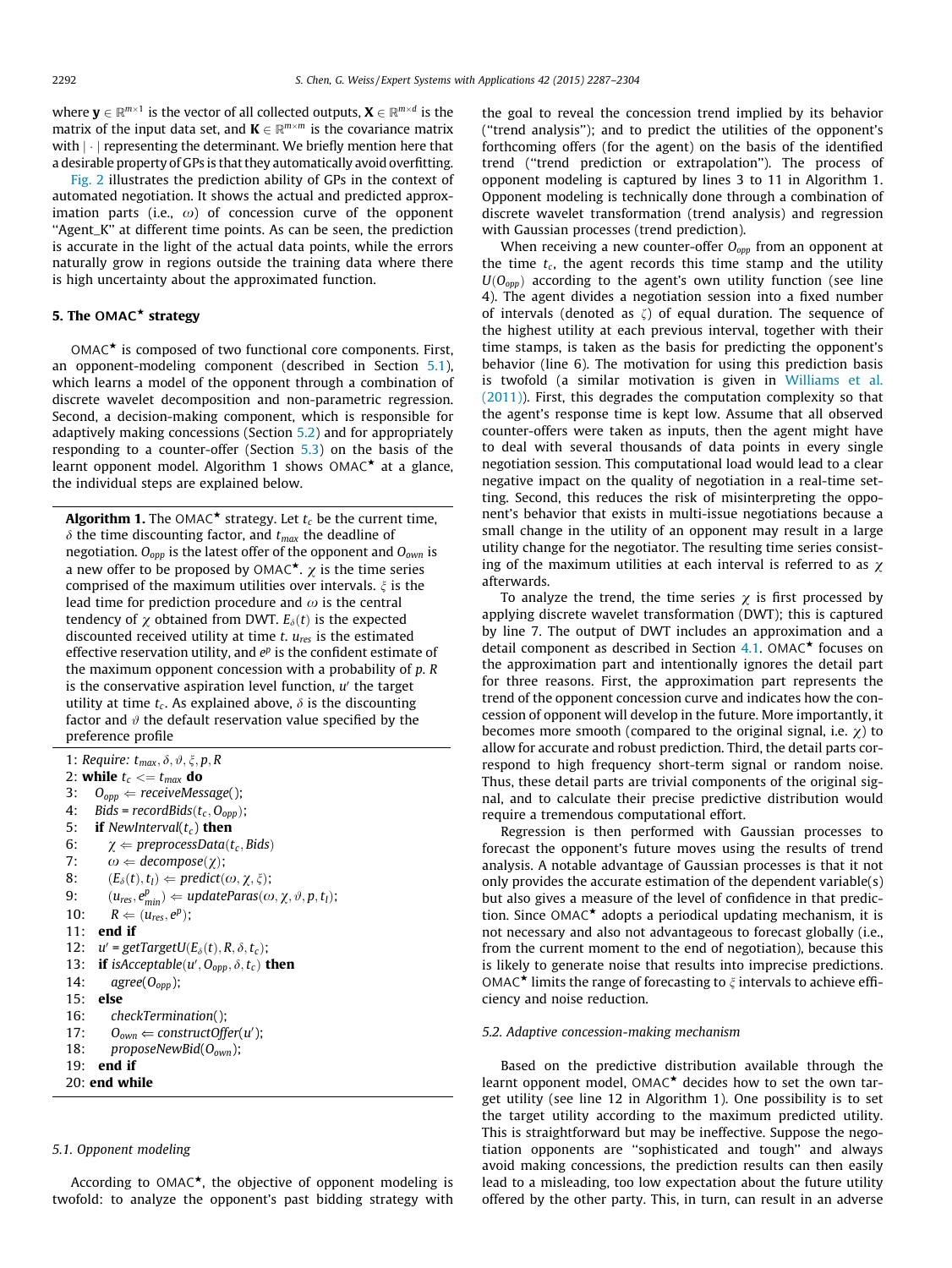where $\mathbf{y} \in \mathbb{R}^{m \times 1}$ is the vector of all collected outputs, $\mathbf{X} \in \mathbb{R}^{m \times d}$ is the matrix of the input data set, and $\mathbf{K} \in \mathbb{R}^{m \times m}$ is the covariance matrix with $|\cdot|$ representing the determinant. We briefly mention here that a desirable property of GPs is that they automatically avoid overfitting.

Fig. 2 illustrates the prediction ability of GPs in the context of automated negotiation. It shows the actual and predicted approximation parts (i.e., $\omega$) of concession curve of the opponent "Agent_K" at different time points. As can be seen, the prediction is accurate in the light of the actual data points, while the errors naturally grow in regions outside the training data where there is high uncertainty about the approximated function.

## 5. The OMAC$^\star$ strategy

OMAC$^\star$ is composed of two functional core components. First, an opponent-modeling component (described in Section 5.1), which learns a model of the opponent through a combination of discrete wavelet decomposition and non-parametric regression. Second, a decision-making component, which is responsible for adaptively making concessions (Section 5.2) and for appropriately responding to a counter-offer (Section 5.3) on the basis of the learnt opponent model. Algorithm 1 shows OMAC$^\star$ at a glance, the individual steps are explained below.

**Algorithm 1.** The OMAC$^\star$ strategy. Let $t_c$ be the current time, $\delta$ the time discounting factor, and $t_{max}$ the deadline of negotiation. $O_{opp}$ is the latest offer of the opponent and $O_{own}$ is a new offer to be proposed by OMAC$^\star$. $\chi$ is the time series comprised of the maximum utilities over intervals. $\xi$ is the lead time for prediction procedure and $\omega$ is the central tendency of $\chi$ obtained from DWT. $E_\delta(t)$ is the expected discounted received utility at time $t$. $u_{res}$ is the estimated effective reservation utility, and $e^p$ is the confident estimate of the maximum opponent concession with a probability of $p$. $R$ is the conservative aspiration level function, $u'$ the target utility at time $t_c$. As explained above, $\delta$ is the discounting factor and $\vartheta$ the default reservation value specified by the preference profile

1: *Require:* $t_{max}, \delta, \vartheta, \xi, p, R$
2: **while** $t_c <= t_{max}$ **do**
3: $\quad O_{opp} \Leftarrow receiveMessage()$;
4: $\quad Bids = recordBids(t_c, O_{opp})$;
5: $\quad$ **if** $NewInterval(t_c)$ **then**
6: $\quad\quad \chi \Leftarrow preprocessData(t_c, Bids)$
7: $\quad\quad \omega \Leftarrow decompose(\chi)$;
8: $\quad\quad (E_\delta(t), t_l) \Leftarrow predict(\omega, \chi, \xi)$;
9: $\quad\quad (u_{res}, e^p_{min}) \Leftarrow updateParas(\omega, \chi, \vartheta, p, t_l)$;
10: $\quad\quad R \Leftarrow (u_{res}, e^p)$;
11: $\quad$ **end if**
12: $\quad u' = getTargetU(E_\delta(t), R, \delta, t_c)$;
13: $\quad$ **if** $isAcceptable(u', O_{opp}, \delta, t_c)$ **then**
14: $\quad\quad agree(O_{opp})$;
15: $\quad$ **else**
16: $\quad\quad checkTermination()$;
17: $\quad\quad O_{own} \Leftarrow constructOffer(u')$;
18: $\quad\quad proposeNewBid(O_{own})$;
19: $\quad$ **end if**
20: **end while**

### 5.1. Opponent modeling

According to OMAC$^\star$, the objective of opponent modeling is twofold: to analyze the opponent's past bidding strategy with the goal to reveal the concession trend implied by its behavior ("trend analysis"); and to predict the utilities of the opponent's forthcoming offers (for the agent) on the basis of the identified trend ("trend prediction or extrapolation"). The process of opponent modeling is captured by lines 3 to 11 in Algorithm 1. Opponent modeling is technically done through a combination of discrete wavelet transformation (trend analysis) and regression with Gaussian processes (trend prediction).

When receiving a new counter-offer $O_{opp}$ from an opponent at the time $t_c$, the agent records this time stamp and the utility $U(O_{opp})$ according to the agent's own utility function (see line 4). The agent divides a negotiation session into a fixed number of intervals (denoted as $\zeta$) of equal duration. The sequence of the highest utility at each previous interval, together with their time stamps, is taken as the basis for predicting the opponent's behavior (line 6). The motivation for using this prediction basis is twofold (a similar motivation is given in Williams et al. (2011)). First, this degrades the computation complexity so that the agent's response time is kept low. Assume that all observed counter-offers were taken as inputs, then the agent might have to deal with several thousands of data points in every single negotiation session. This computational load would lead to a clear negative impact on the quality of negotiation in a real-time setting. Second, this reduces the risk of misinterpreting the opponent's behavior that exists in multi-issue negotiations because a small change in the utility of an opponent may result in a large utility change for the negotiator. The resulting time series consisting of the maximum utilities at each interval is referred to as $\chi$ afterwards.

To analyze the trend, the time series $\chi$ is first processed by applying discrete wavelet transformation (DWT); this is captured by line 7. The output of DWT includes an approximation and a detail component as described in Section 4.1. OMAC$^\star$ focuses on the approximation part and intentionally ignores the detail part for three reasons. First, the approximation part represents the trend of the opponent concession curve and indicates how the concession of opponent will develop in the future. More importantly, it becomes more smooth (compared to the original signal, i.e. $\chi$) to allow for accurate and robust prediction. Third, the detail parts correspond to high frequency short-term signal or random noise. Thus, these detail parts are trivial components of the original signal, and to calculate their precise predictive distribution would require a tremendous computational effort.

Regression is then performed with Gaussian processes to forecast the opponent's future moves using the results of trend analysis. A notable advantage of Gaussian processes is that it not only provides the accurate estimation of the dependent variable(s) but also gives a measure of the level of confidence in that prediction. Since OMAC$^\star$ adopts a periodical updating mechanism, it is not necessary and also not advantageous to forecast globally (i.e., from the current moment to the end of negotiation), because this is likely to generate noise that results into imprecise predictions. OMAC$^\star$ limits the range of forecasting to $\xi$ intervals to achieve efficiency and noise reduction.

### 5.2. Adaptive concession-making mechanism

Based on the predictive distribution available through the learnt opponent model, OMAC$^\star$ decides how to set the own target utility (see line 12 in Algorithm 1). One possibility is to set the target utility according to the maximum predicted utility. This is straightforward but may be ineffective. Suppose the negotiation opponents are "sophisticated and tough" and always avoid making concessions, the prediction results can then easily lead to a misleading, too low expectation about the future utility offered by the other party. This, in turn, can result in an adverse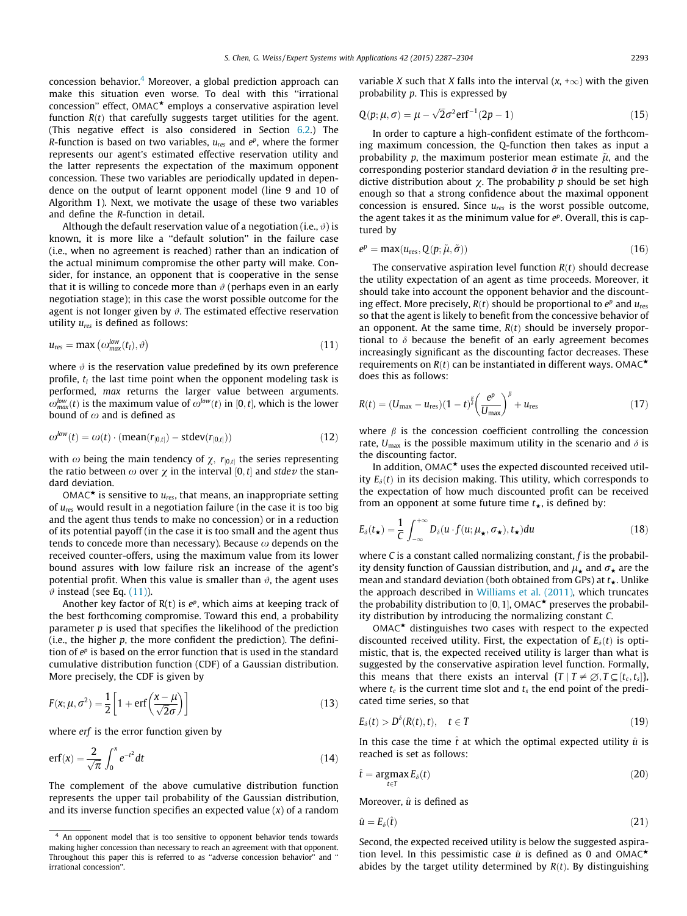concession behavior.[4] Moreover, a global prediction approach can make this situation even worse. To deal with this "irrational concession" effect, OMAC$^\star$ employs a conservative aspiration level function $R(t)$ that carefully suggests target utilities for the agent. (This negative effect is also considered in Section 6.2.) The $R$-function is based on two variables, $u_{res}$ and $e^p$, where the former represents our agent's estimated effective reservation utility and the latter represents the expectation of the maximum opponent concession. These two variables are periodically updated in dependence on the output of learnt opponent model (line 9 and 10 of Algorithm 1). Next, we motivate the usage of these two variables and define the $R$-function in detail.

Although the default reservation value of a negotiation (i.e., $\vartheta$) is known, it is more like a "default solution" in the failure case (i.e., when no agreement is reached) rather than an indication of the actual minimum compromise the other party will make. Consider, for instance, an opponent that is cooperative in the sense that it is willing to concede more than $\vartheta$ (perhaps even in an early negotiation stage); in this case the worst possible outcome for the agent is not longer given by $\vartheta$. The estimated effective reservation utility $u_{res}$ is defined as follows:

$$u_{res} = \max\left(\omega^{low}_{max}(t_l), \vartheta\right) \tag{11}$$

where $\vartheta$ is the reservation value predefined by its own preference profile, $t_l$ the last time point when the opponent modeling task is performed, *max* returns the larger value between arguments. $\omega^{low}_{max}(t)$ is the maximum value of $\omega^{low}(t)$ in $[0,t]$, which is the lower bound of $\omega$ and is defined as

$$\omega^{low}(t) = \omega(t)\cdot(\text{mean}(r_{[0,t]}) - \text{stdev}(r_{[0,t]})) \tag{12}$$

with $\omega$ being the main tendency of $\chi$, $r_{[0,t]}$ the series representing the ratio between $\omega$ over $\chi$ in the interval $[0,t]$ and *stdev* the standard deviation.

OMAC$^\star$ is sensitive to $u_{res}$, that means, an inappropriate setting of $u_{res}$ would result in a negotiation failure (in the case it is too big and the agent thus tends to make no concession) or in a reduction of its potential payoff (in the case it is too small and the agent thus tends to concede more than necessary). Because $\omega$ depends on the received counter-offers, using the maximum value from its lower bound assures with low failure risk an increase of the agent's potential profit. When this value is smaller than $\vartheta$, the agent uses $\vartheta$ instead (see Eq. (11)).

Another key factor of R(t) is $e^p$, which aims at keeping track of the best forthcoming compromise. Toward this end, a probability parameter $p$ is used that specifies the likelihood of the prediction (i.e., the higher $p$, the more confident the prediction). The definition of $e^p$ is based on the error function that is used in the standard cumulative distribution function (CDF) of a Gaussian distribution. More precisely, the CDF is given by

$$F(x;\mu,\sigma^2) = \frac{1}{2}\left[1 + \text{erf}\left(\frac{x-\mu}{\sqrt{2}\sigma}\right)\right] \tag{13}$$

where *erf* is the error function given by

$$\text{erf}(x) = \frac{2}{\sqrt{\pi}}\int_0^x e^{-t^2}dt \tag{14}$$

The complement of the above cumulative distribution function represents the upper tail probability of the Gaussian distribution, and its inverse function specifies an expected value ($x$) of a random variable $X$ such that $X$ falls into the interval $(x,+\infty)$ with the given probability $p$. This is expressed by

$$Q(p;\mu,\sigma) = \mu - \sqrt{2}\sigma^2\text{erf}^{-1}(2p-1) \tag{15}$$

In order to capture a high-confident estimate of the forthcoming maximum concession, the Q-function then takes as input a probability $p$, the maximum posterior mean estimate $\tilde{\mu}$, and the corresponding posterior standard deviation $\tilde{\sigma}$ in the resulting predictive distribution about $\chi$. The probability $p$ should be set high enough so that a strong confidence about the maximal opponent concession is ensured. Since $u_{res}$ is the worst possible outcome, the agent takes it as the minimum value for $e^p$. Overall, this is captured by

$$e^p = \max(u_{res}, Q(p;\tilde{\mu},\tilde{\sigma})) \tag{16}$$

The conservative aspiration level function $R(t)$ should decrease the utility expectation of an agent as time proceeds. Moreover, it should take into account the opponent behavior and the discounting effect. More precisely, $R(t)$ should be proportional to $e^p$ and $u_{res}$ so that the agent is likely to benefit from the concessive behavior of an opponent. At the same time, $R(t)$ should be inversely proportional to $\delta$ because the benefit of an early agreement becomes increasingly significant as the discounting factor decreases. These requirements on $R(t)$ can be instantiated in different ways. OMAC$^\star$ does this as follows:

$$R(t) = (U_{\max} - u_{\text{res}})(1-t)^{\frac{\beta}{\delta}}\left(\frac{e^p}{U_{\max}}\right)^{\beta} + u_{\text{res}} \tag{17}$$

where $\beta$ is the concession coefficient controlling the concession rate, $U_{\max}$ is the possible maximum utility in the scenario and $\delta$ is the discounting factor.

In addition, OMAC$^\star$ uses the expected discounted received utility $E_\delta(t)$ in its decision making. This utility, which corresponds to the expectation of how much discounted profit can be received from an opponent at some future time $t_\star$, is defined by:

$$E_\delta(t_\star) = \frac{1}{C}\int_{-\infty}^{+\infty} D_\delta(u\cdot f(u;\mu_\star,\sigma_\star),t_\star)du \tag{18}$$

where $C$ is a constant called normalizing constant, $f$ is the probability density function of Gaussian distribution, and $\mu_\star$ and $\sigma_\star$ are the mean and standard deviation (both obtained from GPs) at $t_\star$. Unlike the approach described in Williams et al. (2011), which truncates the probability distribution to $[0,1]$, OMAC$^\star$ preserves the probability distribution by introducing the normalizing constant $C$.

OMAC$^\star$ distinguishes two cases with respect to the expected discounted received utility. First, the expectation of $E_\delta(t)$ is optimistic, that is, the expected received utility is larger than what is suggested by the conservative aspiration level function. Formally, this means that there exists an interval $\{T \mid T \neq \varnothing, T \subseteq [t_c, t_s]\}$, where $t_c$ is the current time slot and $t_s$ the end point of the predicated time series, so that

$$E_\delta(t) > D^\delta(R(t),t), \quad t\in T \tag{19}$$

In this case the time $\hat{t}$ at which the optimal expected utility $\hat{u}$ is reached is set as follows:

$$\hat{t} = \underset{t\in T}{\text{argmax}}\, E_\delta(t) \tag{20}$$

Moreover, $\hat{u}$ is defined as

$$\hat{u} = E_\delta(\hat{t}) \tag{21}$$

Second, the expected received utility is below the suggested aspiration level. In this pessimistic case $\hat{u}$ is defined as 0 and OMAC$^\star$ abides by the target utility determined by $R(t)$. By distinguishing

[4] An opponent model that is too sensitive to opponent behavior tends towards making higher concession than necessary to reach an agreement with that opponent. Throughout this paper this is referred to as "adverse concession behavior" and " irrational concession".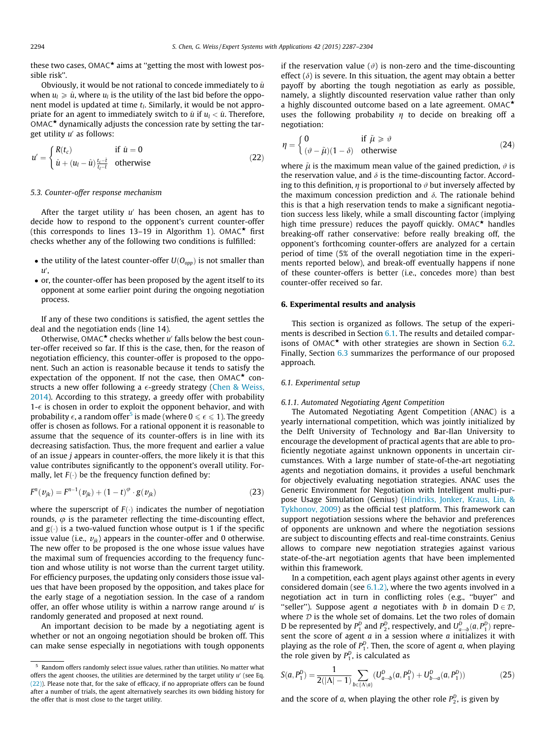these two cases, OMAC★ aims at "getting the most with lowest possible risk".

Obviously, it would be not rational to concede immediately to $\hat{u}$ when $u_l \geqslant \hat{u}$, where $u_l$ is the utility of the last bid before the opponent model is updated at time $t_l$. Similarly, it would be not appropriate for an agent to immediately switch to $\hat{u}$ if $u_l < \hat{u}$. Therefore, OMAC★ dynamically adjusts the concession rate by setting the target utility $u'$ as follows:

$$u' = \begin{cases} R(t_c) & \text{if } \hat{u} = 0 \\ \hat{u} + (u_l - \hat{u})\frac{t_c - \hat{t}}{t_l - \hat{t}} & \text{otherwise} \end{cases} \tag{22}$$

### 5.3. Counter-offer response mechanism

After the target utility $u'$ has been chosen, an agent has to decide how to respond to the opponent's current counter-offer (this corresponds to lines 13–19 in Algorithm 1). OMAC★ first checks whether any of the following two conditions is fulfilled:

- the utility of the latest counter-offer $U(O_{opp})$ is not smaller than $u'$,
- or, the counter-offer has been proposed by the agent itself to its opponent at some earlier point during the ongoing negotiation process.

If any of these two conditions is satisfied, the agent settles the deal and the negotiation ends (line 14).

Otherwise, OMAC★ checks whether $u'$ falls below the best counter-offer received so far. If this is the case, then, for the reason of negotiation efficiency, this counter-offer is proposed to the opponent. Such an action is reasonable because it tends to satisfy the expectation of the opponent. If not the case, then OMAC★ constructs a new offer following a $\epsilon$-greedy strategy (Chen & Weiss, 2014). According to this strategy, a greedy offer with probability 1-$\epsilon$ is chosen in order to exploit the opponent behavior, and with probability $\epsilon$, a random offer[5] is made (where $0 \leqslant \epsilon \leqslant 1$). The greedy offer is chosen as follows. For a rational opponent it is reasonable to assume that the sequence of its counter-offers is in line with its decreasing satisfaction. Thus, the more frequent and earlier a value of an issue $j$ appears in counter-offers, the more likely it is that this value contributes significantly to the opponent's overall utility. Formally, let $F(\cdot)$ be the frequency function defined by:

$$F^n(v_{jk}) = F^{n-1}(v_{jk}) + (1-t)^{\varphi} \cdot g(v_{jk}) \tag{23}$$

where the superscript of $F(\cdot)$ indicates the number of negotiation rounds, $\varphi$ is the parameter reflecting the time-discounting effect, and $g(\cdot)$ is a two-valued function whose output is 1 if the specific issue value (i.e., $v_{jk}$) appears in the counter-offer and 0 otherwise. The new offer to be proposed is the one whose issue values have the maximal sum of frequencies according to the frequency function and whose utility is not worse than the current target utility. For efficiency purposes, the updating only considers those issue values that have been proposed by the opposition, and takes place for the early stage of a negotiation session. In the case of a random offer, an offer whose utility is within a narrow range around $u'$ is randomly generated and proposed at next round.

An important decision to be made by a negotiating agent is whether or not an ongoing negotiation should be broken off. This can make sense especially in negotiations with tough opponents if the reservation value ($\vartheta$) is non-zero and the time-discounting effect ($\delta$) is severe. In this situation, the agent may obtain a better payoff by aborting the tough negotiation as early as possible, namely, a slightly discounted reservation value rather than only a highly discounted outcome based on a late agreement. OMAC★ uses the following probability $\eta$ to decide on breaking off a negotiation:

$$\eta = \begin{cases} 0 & \text{if } \bar{\mu} \geqslant \vartheta \\ (\vartheta - \bar{\mu})(1-\delta) & \text{otherwise} \end{cases} \tag{24}$$

where $\bar{\mu}$ is the maximum mean value of the gained prediction, $\vartheta$ is the reservation value, and $\delta$ is the time-discounting factor. According to this definition, $\eta$ is proportional to $\vartheta$ but inversely affected by the maximum concession prediction and $\delta$. The rationale behind this is that a high reservation tends to make a significant negotiation success less likely, while a small discounting factor (implying high time pressure) reduces the payoff quickly. OMAC★ handles breaking-off rather conservative: before really breaking off, the opponent's forthcoming counter-offers are analyzed for a certain period of time (5% of the overall negotiation time in the experiments reported below), and break-off eventually happens if none of these counter-offers is better (i.e., concedes more) than best counter-offer received so far.

## 6. Experimental results and analysis

This section is organized as follows. The setup of the experiments is described in Section 6.1. The results and detailed comparisons of OMAC★ with other strategies are shown in Section 6.2. Finally, Section 6.3 summarizes the performance of our proposed approach.

### 6.1. Experimental setup

#### 6.1.1. Automated Negotiating Agent Competition

The Automated Negotiating Agent Competition (ANAC) is a yearly international competition, which was jointly initialized by the Delft University of Technology and Bar-Ilan University to encourage the development of practical agents that are able to proficiently negotiate against unknown opponents in uncertain circumstances. With a large number of state-of-the-art negotiating agents and negotiation domains, it provides a useful benchmark for objectively evaluating negotiation strategies. ANAC uses the Generic Environment for Negotiation with Intelligent multi-purpose Usage Simulation (Genius) (Hindriks, Jonker, Kraus, Lin, & Tykhonov, 2009) as the official test platform. This framework can support negotiation sessions where the behavior and preferences of opponents are unknown and where the negotiation sessions are subject to discounting effects and real-time constraints. Genius allows to compare new negotiation strategies against various state-of-the-art negotiation agents that have been implemented within this framework.

In a competition, each agent plays against other agents in every considered domain (see 6.1.2), where the two agents involved in a negotiation act in turn in conflicting roles (e.g., "buyer" and "seller"). Suppose agent $a$ negotiates with $b$ in domain $D \in \mathcal{D}$, where $\mathcal{D}$ is the whole set of domains. Let the two roles of domain D be represented by $P_1^D$ and $P_2^D$, respectively, and $U_{a \to b}^D(a, P_1^D)$ represent the score of agent $a$ in a session where $a$ initializes it with playing as the role of $P_1^D$. Then, the score of agent $a$, when playing the role given by $P_1^D$, is calculated as

$$S(a, P_1^D) = \frac{1}{2(|\Lambda| - 1)} \sum_{b \in \{\Lambda \setminus a\}} (U_{a \to b}^D(a, P_1^D) + U_{b \to a}^D(a, P_1^D)) \tag{25}$$

and the score of $a$, when playing the other role $P_2^D$, is given by

[5] Random offers randomly select issue values, rather than utilities. No matter what offers the agent chooses, the utilities are determined by the target utility $u'$ (see Eq. (22)). Please note that, for the sake of efficacy, if no appropriate offers can be found after a number of trials, the agent alternatively searches its own bidding history for the offer that is most close to the target utility.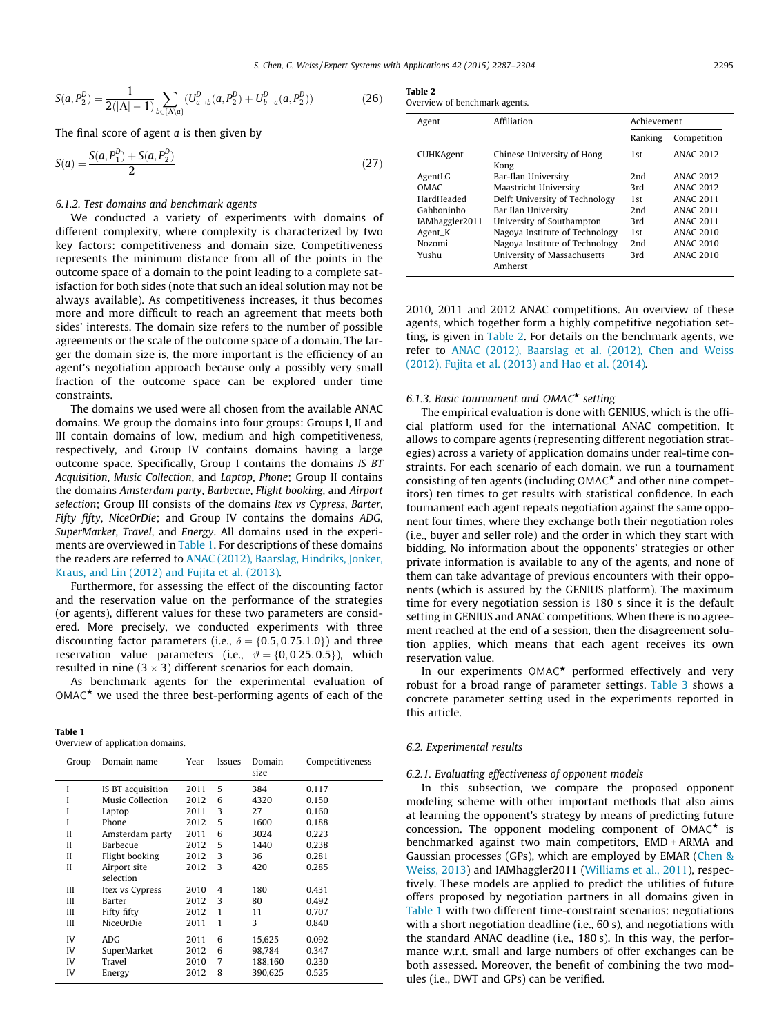$$S(a, P_2^D) = \frac{1}{2(|\Lambda| - 1)} \sum_{b \in \{\Lambda \setminus a\}} (U^D_{a \to b}(a, P_2^D) + U^D_{b \to a}(a, P_2^D)) \tag{26}$$

The final score of agent $a$ is then given by

$$S(a) = \frac{S(a, P_1^D) + S(a, P_2^D)}{2} \tag{27}$$

#### 6.1.2. Test domains and benchmark agents

We conducted a variety of experiments with domains of different complexity, where complexity is characterized by two key factors: competitiveness and domain size. Competitiveness represents the minimum distance from all of the points in the outcome space of a domain to the point leading to a complete satisfaction for both sides (note that such an ideal solution may not be always available). As competitiveness increases, it thus becomes more and more difficult to reach an agreement that meets both sides' interests. The domain size refers to the number of possible agreements or the scale of the outcome space of a domain. The larger the domain size is, the more important is the efficiency of an agent's negotiation approach because only a possibly very small fraction of the outcome space can be explored under time constraints.

The domains we used were all chosen from the available ANAC domains. We group the domains into four groups: Groups I, II and III contain domains of low, medium and high competitiveness, respectively, and Group IV contains domains having a large outcome space. Specifically, Group I contains the domains *IS BT Acquisition*, *Music Collection*, and *Laptop*, *Phone*; Group II contains the domains *Amsterdam party*, *Barbecue*, *Flight booking*, and *Airport selection*; Group III consists of the domains *Itex vs Cypress*, *Barter*, *Fifty fifty*, *NiceOrDie*; and Group IV contains the domains *ADG*, *SuperMarket*, *Travel*, and *Energy*. All domains used in the experiments are overviewed in Table 1. For descriptions of these domains the readers are referred to ANAC (2012), Baarslag, Hindriks, Jonker, Kraus, and Lin (2012) and Fujita et al. (2013).

Furthermore, for assessing the effect of the discounting factor and the reservation value on the performance of the strategies (or agents), different values for these two parameters are considered. More precisely, we conducted experiments with three discounting factor parameters (i.e., $\delta = \{0.5, 0.75, 1.0\}$) and three reservation value parameters (i.e., $\vartheta = \{0, 0.25, 0.5\}$), which resulted in nine ($3 \times 3$) different scenarios for each domain.

As benchmark agents for the experimental evaluation of OMAC$^\star$ we used the three best-performing agents of each of the 2010, 2011 and 2012 ANAC competitions. An overview of these agents, which together form a highly competitive negotiation setting, is given in Table 2. For details on the benchmark agents, we refer to ANAC (2012), Baarslag et al. (2012), Chen and Weiss (2012), Fujita et al. (2013) and Hao et al. (2014).

**Table 1**
Overview of application domains.

| Group | Domain name | Year | Issues | Domain size | Competitiveness |
|---|---|---|---|---|---|
| I | IS BT acquisition | 2011 | 5 | 384 | 0.117 |
| I | Music Collection | 2012 | 6 | 4320 | 0.150 |
| I | Laptop | 2011 | 3 | 27 | 0.160 |
| I | Phone | 2012 | 5 | 1600 | 0.188 |
| II | Amsterdam party | 2011 | 6 | 3024 | 0.223 |
| II | Barbecue | 2012 | 5 | 1440 | 0.238 |
| II | Flight booking | 2012 | 3 | 36 | 0.281 |
| II | Airport site selection | 2012 | 3 | 420 | 0.285 |
| III | Itex vs Cypress | 2010 | 4 | 180 | 0.431 |
| III | Barter | 2012 | 3 | 80 | 0.492 |
| III | Fifty fifty | 2012 | 1 | 11 | 0.707 |
| III | NiceOrDie | 2011 | 1 | 3 | 0.840 |
| IV | ADG | 2011 | 6 | 15,625 | 0.092 |
| IV | SuperMarket | 2012 | 6 | 98,784 | 0.347 |
| IV | Travel | 2010 | 7 | 188,160 | 0.230 |
| IV | Energy | 2012 | 8 | 390,625 | 0.525 |

**Table 2**
Overview of benchmark agents.

| Agent | Affiliation | Achievement | |
|---|---|---|---|
| | | Ranking | Competition |
| CUHKAgent | Chinese University of Hong Kong | 1st | ANAC 2012 |
| AgentLG | Bar-Ilan University | 2nd | ANAC 2012 |
| OMAC | Maastricht University | 3rd | ANAC 2012 |
| HardHeaded | Delft University of Technology | 1st | ANAC 2011 |
| Gahboninho | Bar Ilan University | 2nd | ANAC 2011 |
| IAMhaggler2011 | University of Southampton | 3rd | ANAC 2011 |
| Agent_K | Nagoya Institute of Technology | 1st | ANAC 2010 |
| Nozomi | Nagoya Institute of Technology | 2nd | ANAC 2010 |
| Yushu | University of Massachusetts Amherst | 3rd | ANAC 2010 |

#### 6.1.3. Basic tournament and OMAC$^\star$ setting

The empirical evaluation is done with GENIUS, which is the official platform used for the international ANAC competition. It allows to compare agents (representing different negotiation strategies) across a variety of application domains under real-time constraints. For each scenario of each domain, we run a tournament consisting of ten agents (including OMAC$^\star$ and other nine competitors) ten times to get results with statistical confidence. In each tournament each agent repeats negotiation against the same opponent four times, where they exchange both their negotiation roles (i.e., buyer and seller role) and the order in which they start with bidding. No information about the opponents' strategies or other private information is available to any of the agents, and none of them can take advantage of previous encounters with their opponents (which is assured by the GENIUS platform). The maximum time for every negotiation session is 180 s since it is the default setting in GENIUS and ANAC competitions. When there is no agreement reached at the end of a session, then the disagreement solution applies, which means that each agent receives its own reservation value.

In our experiments OMAC$^\star$ performed effectively and very robust for a broad range of parameter settings. Table 3 shows a concrete parameter setting used in the experiments reported in this article.

### 6.2. Experimental results

#### 6.2.1. Evaluating effectiveness of opponent models

In this subsection, we compare the proposed opponent modeling scheme with other important methods that also aims at learning the opponent's strategy by means of predicting future concession. The opponent modeling component of OMAC$^\star$ is benchmarked against two main competitors, EMD + ARMA and Gaussian processes (GPs), which are employed by EMAR (Chen & Weiss, 2013) and IAMhaggler2011 (Williams et al., 2011), respectively. These models are applied to predict the utilities of future offers proposed by negotiation partners in all domains given in Table 1 with two different time-constraint scenarios: negotiations with a short negotiation deadline (i.e., 60 s), and negotiations with the standard ANAC deadline (i.e., 180 s). In this way, the performance w.r.t. small and large numbers of offer exchanges can be both assessed. Moreover, the benefit of combining the two modules (i.e., DWT and GPs) can be verified.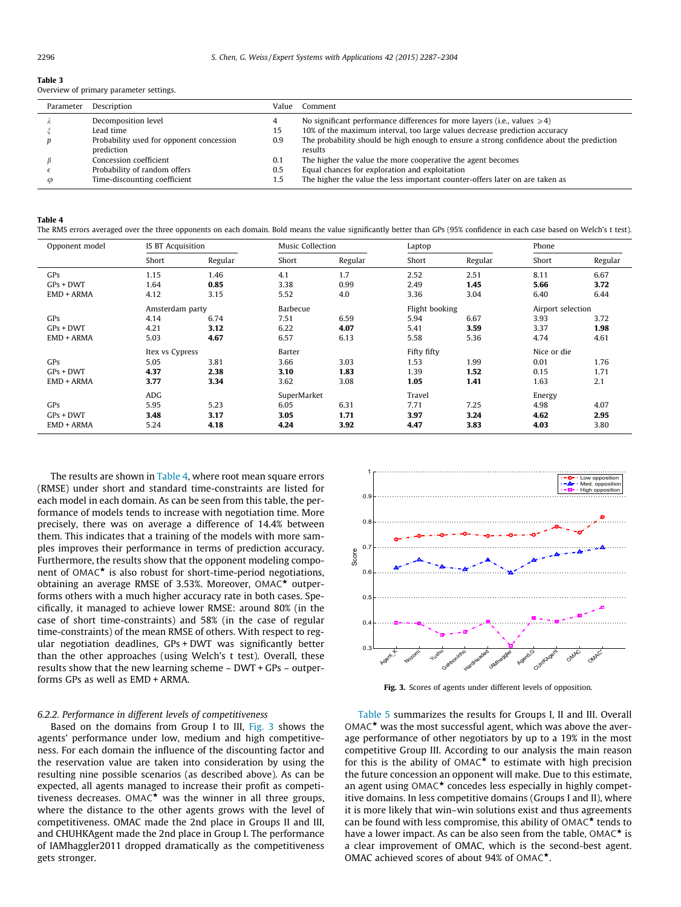**Table 3**
Overview of primary parameter settings.

| Parameter | Description | Value | Comment |
|---|---|---|---|
| $\lambda$ | Decomposition level | 4 | No significant performance differences for more layers (i.e., values $\geqslant 4$) |
| $\xi$ | Lead time | 15 | 10% of the maximum interval, too large values decrease prediction accuracy |
| $p$ | Probability used for opponent concession prediction | 0.9 | The probability should be high enough to ensure a strong confidence about the prediction results |
| $\beta$ | Concession coefficient | 0.1 | The higher the value the more cooperative the agent becomes |
| $\epsilon$ | Probability of random offers | 0.5 | Equal chances for exploration and exploitation |
| $\varphi$ | Time-discounting coefficient | 1.5 | The higher the value the less important counter-offers later on are taken as |

**Table 4**
The RMS errors averaged over the three opponents on each domain. Bold means the value significantly better than GPs (95% confidence in each case based on Welch's t test).

| Opponent model | IS BT Acquisition | | Music Collection | | Laptop | | Phone | |
|---|---|---|---|---|---|---|---|---|
| | Short | Regular | Short | Regular | Short | Regular | Short | Regular |
| GPs | 1.15 | 1.46 | 4.1 | 1.7 | 2.52 | 2.51 | 8.11 | 6.67 |
| GPs + DWT | 1.64 | **0.85** | 3.38 | 0.99 | 2.49 | **1.45** | **5.66** | **3.72** |
| EMD + ARMA | 4.12 | 3.15 | 5.52 | 4.0 | 3.36 | 3.04 | 6.40 | 6.44 |
| | Amsterdam party | | Barbecue | | Flight booking | | Airport selection | |
| GPs | 4.14 | 6.74 | 7.51 | 6.59 | 5.94 | 6.67 | 3.93 | 3.72 |
| GPs + DWT | 4.21 | **3.12** | 6.22 | **4.07** | 5.41 | **3.59** | 3.37 | **1.98** |
| EMD + ARMA | 5.03 | **4.67** | 6.57 | 6.13 | 5.58 | 5.36 | 4.74 | 4.61 |
| | Itex vs Cypress | | Barter | | Fifty fifty | | Nice or die | |
| GPs | 5.05 | 3.81 | 3.66 | 3.03 | 1.53 | 1.99 | 0.01 | 1.76 |
| GPs + DWT | **4.37** | **2.38** | **3.10** | **1.83** | 1.39 | **1.52** | 0.15 | 1.71 |
| EMD + ARMA | **3.77** | **3.34** | 3.62 | 3.08 | **1.05** | **1.41** | 1.63 | 2.1 |
| | ADG | | SuperMarket | | Travel | | Energy | |
| GPs | 5.95 | 5.23 | 6.05 | 6.31 | 7.71 | 7.25 | 4.98 | 4.07 |
| GPs + DWT | **3.48** | **3.17** | **3.05** | **1.71** | **3.97** | **3.24** | **4.62** | **2.95** |
| EMD + ARMA | 5.24 | **4.18** | **4.24** | **3.92** | **4.47** | **3.83** | **4.03** | 3.80 |

The results are shown in Table 4, where root mean square errors (RMSE) under short and standard time-constraints are listed for each model in each domain. As can be seen from this table, the performance of models tends to increase with negotiation time. More precisely, there was on average a difference of 14.4% between them. This indicates that a training of the models with more samples improves their performance in terms of prediction accuracy. Furthermore, the results show that the opponent modeling component of OMAC★ is also robust for short-time-period negotiations, obtaining an average RMSE of 3.53%. Moreover, OMAC★ outperforms others with a much higher accuracy rate in both cases. Specifically, it managed to achieve lower RMSE: around 80% (in the case of short time-constraints) and 58% (in the case of regular time-constraints) of the mean RMSE of others. With respect to regular negotiation deadlines, GPs + DWT was significantly better than the other approaches (using Welch's t test). Overall, these results show that the new learning scheme – DWT + GPs – outperforms GPs as well as EMD + ARMA.

#### 6.2.2. Performance in different levels of competitiveness

Based on the domains from Group I to III, Fig. 3 shows the agents' performance under low, medium and high competitiveness. For each domain the influence of the discounting factor and the reservation value are taken into consideration by using the resulting nine possible scenarios (as described above). As can be expected, all agents managed to increase their profit as competitiveness decreases. OMAC★ was the winner in all three groups, where the distance to the other agents grows with the level of competitiveness. OMAC made the 2nd place in Groups II and III, and CHUHKAgent made the 2nd place in Group I. The performance of IAMhaggler2011 dropped dramatically as the competitiveness gets stronger.

**Fig. 3.** Scores of agents under different levels of opposition.

Table 5 summarizes the results for Groups I, II and III. Overall OMAC★ was the most successful agent, which was above the average performance of other negotiators by up to a 19% in the most competitive Group III. According to our analysis the main reason for this is the ability of OMAC★ to estimate with high precision the future concession an opponent will make. Due to this estimate, an agent using OMAC★ concedes less especially in highly competitive domains. In less competitive domains (Groups I and II), where it is more likely that win–win solutions exist and thus agreements can be found with less compromise, this ability of OMAC★ tends to have a lower impact. As can be also seen from the table, OMAC★ is a clear improvement of OMAC, which is the second-best agent. OMAC achieved scores of about 94% of OMAC★.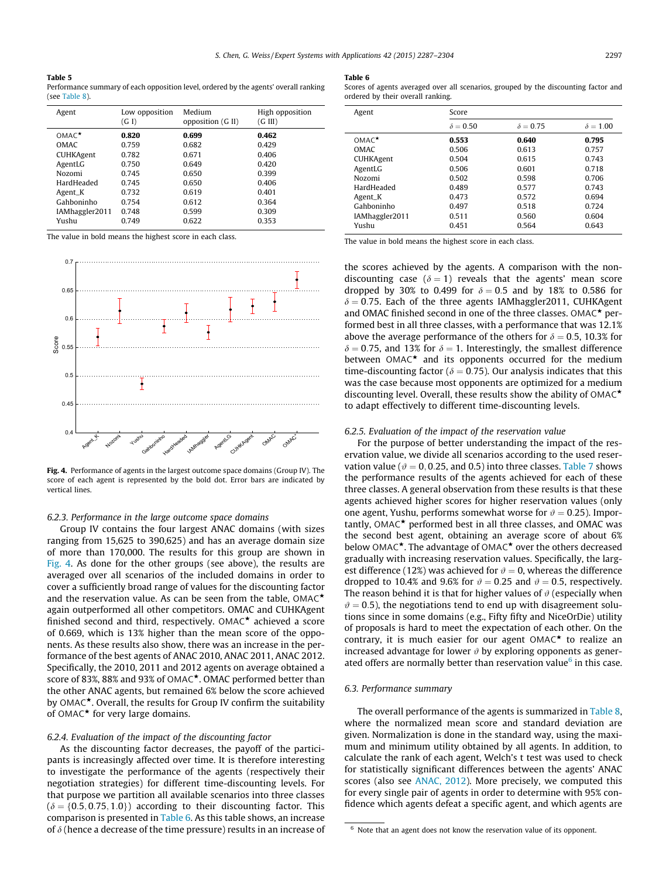**Table 5**
Performance summary of each opposition level, ordered by the agents' overall ranking (see Table 8).

| Agent | Low opposition (G I) | Medium opposition (G II) | High opposition (G III) |
|---|---|---|---|
| OMAC* | **0.820** | **0.699** | **0.462** |
| OMAC | 0.759 | 0.682 | 0.429 |
| CUHKAgent | 0.782 | 0.671 | 0.406 |
| AgentLG | 0.750 | 0.649 | 0.420 |
| Nozomi | 0.745 | 0.650 | 0.399 |
| HardHeaded | 0.745 | 0.650 | 0.406 |
| Agent_K | 0.732 | 0.619 | 0.401 |
| Gahboninho | 0.754 | 0.612 | 0.364 |
| IAMhaggler2011 | 0.748 | 0.599 | 0.309 |
| Yushu | 0.749 | 0.622 | 0.353 |

The value in bold means the highest score in each class.

**Fig. 4.** Performance of agents in the largest outcome space domains (Group IV). The score of each agent is represented by the bold dot. Error bars are indicated by vertical lines.

### 6.2.3. Performance in the large outcome space domains

Group IV contains the four largest ANAC domains (with sizes ranging from 15,625 to 390,625) and has an average domain size of more than 170,000. The results for this group are shown in Fig. 4. As done for the other groups (see above), the results are averaged over all scenarios of the included domains in order to cover a sufficiently broad range of values for the discounting factor and the reservation value. As can be seen from the table, OMAC* again outperformed all other competitors. OMAC and CUHKAgent finished second and third, respectively. OMAC* achieved a score of 0.669, which is 13% higher than the mean score of the opponents. As these results also show, there was an increase in the performance of the best agents of ANAC 2010, ANAC 2011, ANAC 2012. Specifically, the 2010, 2011 and 2012 agents on average obtained a score of 83%, 88% and 93% of OMAC*. OMAC performed better than the other ANAC agents, but remained 6% below the score achieved by OMAC*. Overall, the results for Group IV confirm the suitability of OMAC* for very large domains.

### 6.2.4. Evaluation of the impact of the discounting factor

As the discounting factor decreases, the payoff of the participants is increasingly affected over time. It is therefore interesting to investigate the performance of the agents (respectively their negotiation strategies) for different time-discounting levels. For that purpose we partition all available scenarios into three classes ($\delta = \{0.5, 0.75, 1.0\}$) according to their discounting factor. This comparison is presented in Table 6. As this table shows, an increase of $\delta$ (hence a decrease of the time pressure) results in an increase of the scores achieved by the agents. A comparison with the non-discounting case ($\delta = 1$) reveals that the agents' mean score dropped by 30% to 0.499 for $\delta = 0.5$ and by 18% to 0.586 for $\delta = 0.75$. Each of the three agents IAMhaggler2011, CUHKAgent and OMAC finished second in one of the three classes. OMAC* performed best in all three classes, with a performance that was 12.1% above the average performance of the others for $\delta = 0.5$, 10.3% for $\delta = 0.75$, and 13% for $\delta = 1$. Interestingly, the smallest difference between OMAC* and its opponents occurred for the medium time-discounting factor ($\delta = 0.75$). Our analysis indicates that this was the case because most opponents are optimized for a medium discounting level. Overall, these results show the ability of OMAC* to adapt effectively to different time-discounting levels.

**Table 6**
Scores of agents averaged over all scenarios, grouped by the discounting factor and ordered by their overall ranking.

| Agent | Score | | |
|---|---|---|---|
| | $\delta = 0.50$ | $\delta = 0.75$ | $\delta = 1.00$ |
| OMAC* | **0.553** | **0.640** | **0.795** |
| OMAC | 0.506 | 0.613 | 0.757 |
| CUHKAgent | 0.504 | 0.615 | 0.743 |
| AgentLG | 0.506 | 0.601 | 0.718 |
| Nozomi | 0.502 | 0.598 | 0.706 |
| HardHeaded | 0.489 | 0.577 | 0.743 |
| Agent_K | 0.473 | 0.572 | 0.694 |
| Gahboninho | 0.497 | 0.518 | 0.724 |
| IAMhaggler2011 | 0.511 | 0.560 | 0.604 |
| Yushu | 0.451 | 0.564 | 0.643 |

The value in bold means the highest score in each class.

### 6.2.5. Evaluation of the impact of the reservation value

For the purpose of better understanding the impact of the reservation value, we divide all scenarios according to the used reservation value ($\vartheta = 0, 0.25$, and 0.5) into three classes. Table 7 shows the performance results of the agents achieved for each of these three classes. A general observation from these results is that these agents achieved higher scores for higher reservation values (only one agent, Yushu, performs somewhat worse for $\vartheta = 0.25$). Importantly, OMAC* performed best in all three classes, and OMAC was the second best agent, obtaining an average score of about 6% below OMAC*. The advantage of OMAC* over the others decreased gradually with increasing reservation values. Specifically, the largest difference (12%) was achieved for $\vartheta = 0$, whereas the difference dropped to 10.4% and 9.6% for $\vartheta = 0.25$ and $\vartheta = 0.5$, respectively. The reason behind it is that for higher values of $\vartheta$ (especially when $\vartheta = 0.5$), the negotiations tend to end up with disagreement solutions since in some domains (e.g., Fifty fifty and NiceOrDie) utility of proposals is hard to meet the expectation of each other. On the contrary, it is much easier for our agent OMAC* to realize an increased advantage for lower $\vartheta$ by exploring opponents as generated offers are normally better than reservation value[6] in this case.

## 6.3. Performance summary

The overall performance of the agents is summarized in Table 8, where the normalized mean score and standard deviation are given. Normalization is done in the standard way, using the maximum and minimum utility obtained by all agents. In addition, to calculate the rank of each agent, Welch's t test was used to check for statistically significant differences between the agents' ANAC scores (also see ANAC, 2012). More precisely, we computed this for every single pair of agents in order to determine with 95% confidence which agents defeat a specific agent, and which agents are

[6] Note that an agent does not know the reservation value of its opponent.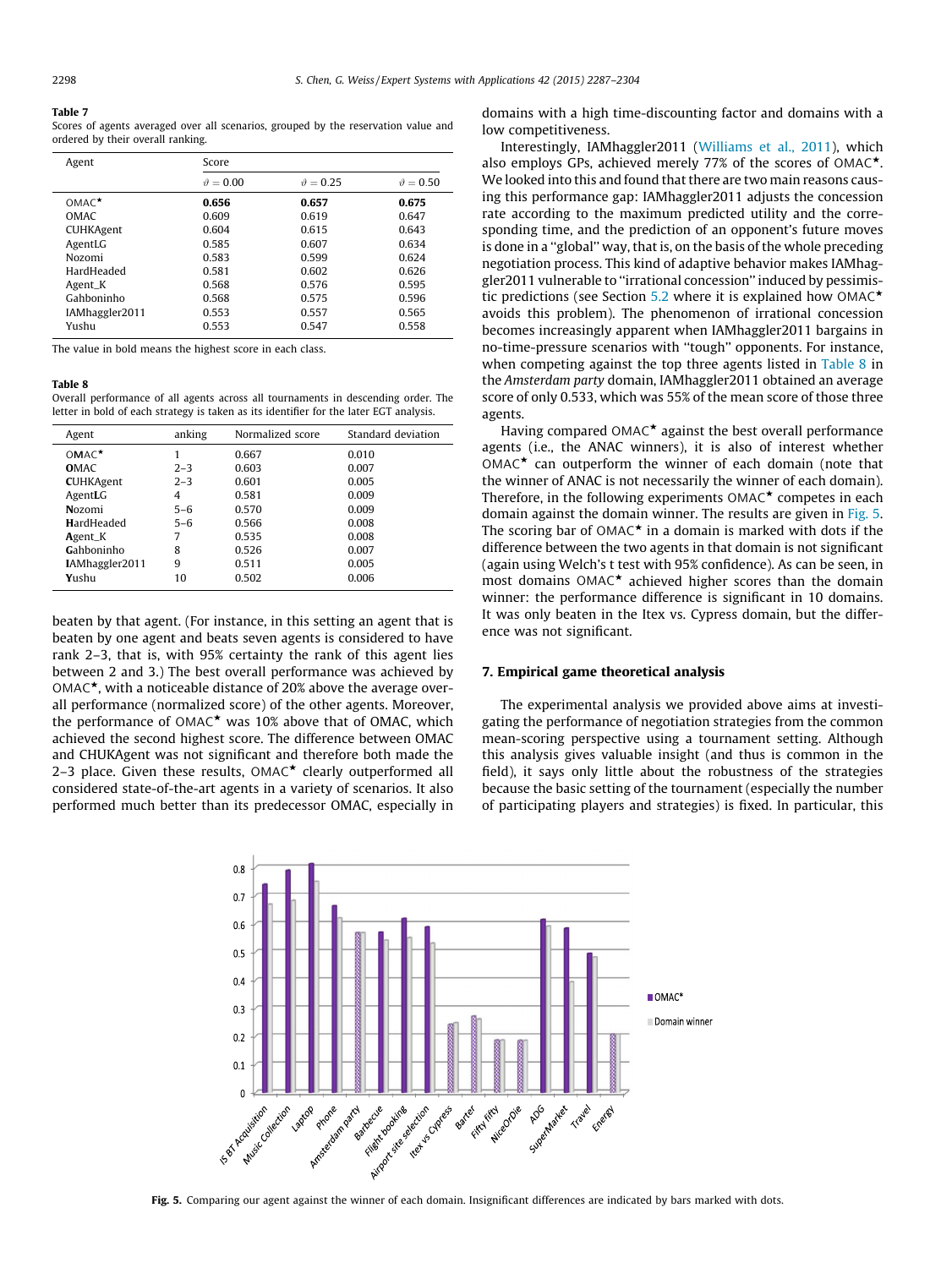**Table 7**
Scores of agents averaged over all scenarios, grouped by the reservation value and ordered by their overall ranking.

| Agent | Score | | |
|---|---|---|---|
| | $\vartheta = 0.00$ | $\vartheta = 0.25$ | $\vartheta = 0.50$ |
| OMAC★ | **0.656** | **0.657** | **0.675** |
| OMAC | 0.609 | 0.619 | 0.647 |
| CUHKAgent | 0.604 | 0.615 | 0.643 |
| AgentLG | 0.585 | 0.607 | 0.634 |
| Nozomi | 0.583 | 0.599 | 0.624 |
| HardHeaded | 0.581 | 0.602 | 0.626 |
| Agent_K | 0.568 | 0.576 | 0.595 |
| Gahboninho | 0.568 | 0.575 | 0.596 |
| IAMhaggler2011 | 0.553 | 0.557 | 0.565 |
| Yushu | 0.553 | 0.547 | 0.558 |

The value in bold means the highest score in each class.

**Table 8**
Overall performance of all agents across all tournaments in descending order. The letter in bold of each strategy is taken as its identifier for the later EGT analysis.

| Agent | anking | Normalized score | Standard deviation |
|---|---|---|---|
| O**M**AC★ | 1 | 0.667 | 0.010 |
| **O**MAC | 2–3 | 0.603 | 0.007 |
| **C**UHKAgent | 2–3 | 0.601 | 0.005 |
| Agent**LG** | 4 | 0.581 | 0.009 |
| **N**ozomi | 5–6 | 0.570 | 0.009 |
| **H**ardHeaded | 5–6 | 0.566 | 0.008 |
| Agent_K | 7 | 0.535 | 0.008 |
| **G**ahboninho | 8 | 0.526 | 0.007 |
| **I**AMhaggler2011 | 9 | 0.511 | 0.005 |
| **Y**ushu | 10 | 0.502 | 0.006 |

beaten by that agent. (For instance, in this setting an agent that is beaten by one agent and beats seven agents is considered to have rank 2–3, that is, with 95% certainty the rank of this agent lies between 2 and 3.) The best overall performance was achieved by OMAC★, with a noticeable distance of 20% above the average overall performance (normalized score) of the other agents. Moreover, the performance of OMAC★ was 10% above that of OMAC, which achieved the second highest score. The difference between OMAC and CHUKAgent was not significant and therefore both made the 2–3 place. Given these results, OMAC★ clearly outperformed all considered state-of-the-art agents in a variety of scenarios. It also performed much better than its predecessor OMAC, especially in domains with a high time-discounting factor and domains with a low competitiveness.

Interestingly, IAMhaggler2011 (Williams et al., 2011), which also employs GPs, achieved merely 77% of the scores of OMAC★. We looked into this and found that there are two main reasons causing this performance gap: IAMhaggler2011 adjusts the concession rate according to the maximum predicted utility and the corresponding time, and the prediction of an opponent's future moves is done in a "global" way, that is, on the basis of the whole preceding negotiation process. This kind of adaptive behavior makes IAMhaggler2011 vulnerable to "irrational concession" induced by pessimistic predictions (see Section 5.2 where it is explained how OMAC★ avoids this problem). The phenomenon of irrational concession becomes increasingly apparent when IAMhaggler2011 bargains in no-time-pressure scenarios with "tough" opponents. For instance, when competing against the top three agents listed in Table 8 in the *Amsterdam party* domain, IAMhaggler2011 obtained an average score of only 0.533, which was 55% of the mean score of those three agents.

Having compared OMAC★ against the best overall performance agents (i.e., the ANAC winners), it is also of interest whether OMAC★ can outperform the winner of each domain (note that the winner of ANAC is not necessarily the winner of each domain). Therefore, in the following experiments OMAC★ competes in each domain against the domain winner. The results are given in Fig. 5. The scoring bar of OMAC★ in a domain is marked with dots if the difference between the two agents in that domain is not significant (again using Welch's t test with 95% confidence). As can be seen, in most domains OMAC★ achieved higher scores than the domain winner: the performance difference is significant in 10 domains. It was only beaten in the Itex vs. Cypress domain, but the difference was not significant.

## 7. Empirical game theoretical analysis

The experimental analysis we provided above aims at investigating the performance of negotiation strategies from the common mean-scoring perspective using a tournament setting. Although this analysis gives valuable insight (and thus is common in the field), it says only little about the robustness of the strategies because the basic setting of the tournament (especially the number of participating players and strategies) is fixed. In particular, this

**Fig. 5.** Comparing our agent against the winner of each domain. Insignificant differences are indicated by bars marked with dots.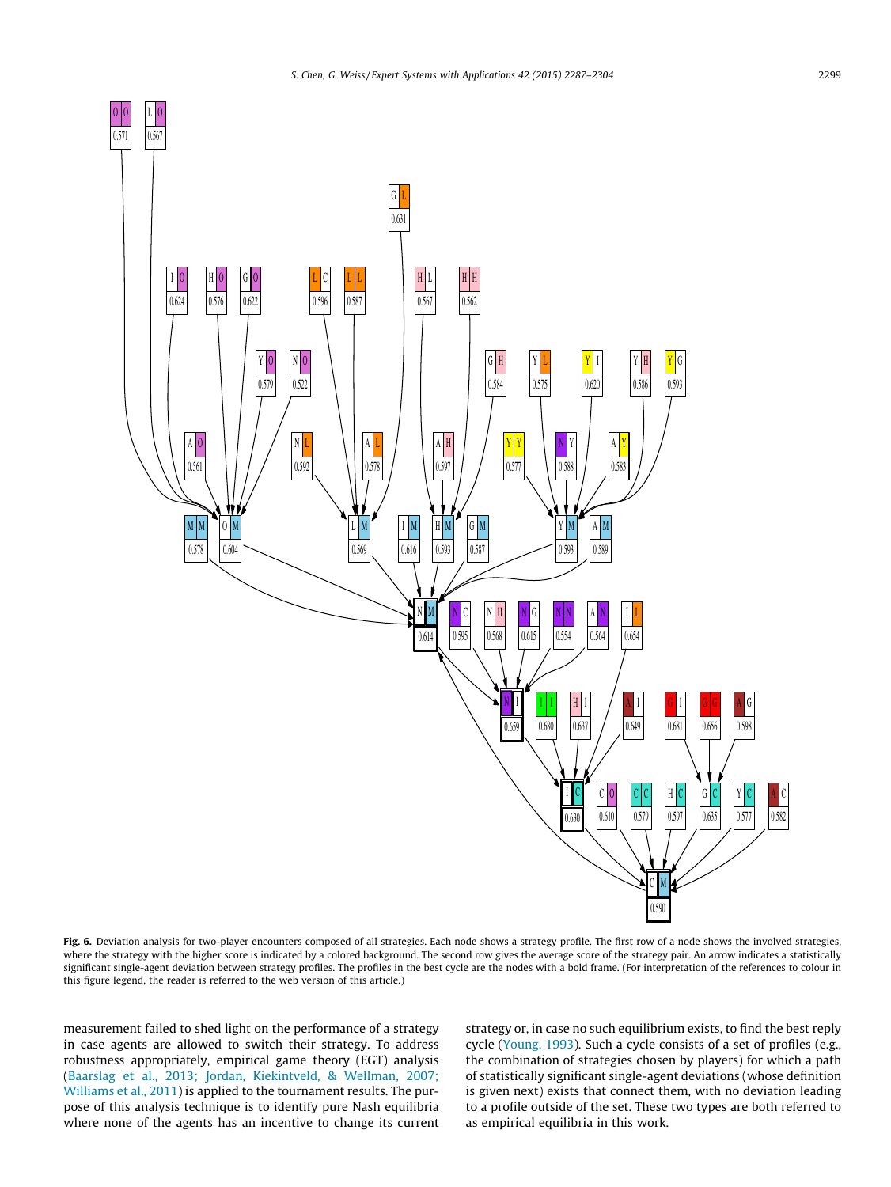**Fig. 6.** Deviation analysis for two-player encounters composed of all strategies. Each node shows a strategy profile. The first row of a node shows the involved strategies, where the strategy with the higher score is indicated by a colored background. The second row gives the average score of the strategy pair. An arrow indicates a statistically significant single-agent deviation between strategy profiles. The profiles in the best cycle are the nodes with a bold frame. (For interpretation of the references to colour in this figure legend, the reader is referred to the web version of this article.)

measurement failed to shed light on the performance of a strategy in case agents are allowed to switch their strategy. To address robustness appropriately, empirical game theory (EGT) analysis (Baarslag et al., 2013; Jordan, Kiekintveld, & Wellman, 2007; Williams et al., 2011) is applied to the tournament results. The purpose of this analysis technique is to identify pure Nash equilibria where none of the agents has an incentive to change its current strategy or, in case no such equilibrium exists, to find the best reply cycle (Young, 1993). Such a cycle consists of a set of profiles (e.g., the combination of strategies chosen by players) for which a path of statistically significant single-agent deviations (whose definition is given next) exists that connect them, with no deviation leading to a profile outside of the set. These two types are both referred to as empirical equilibria in this work.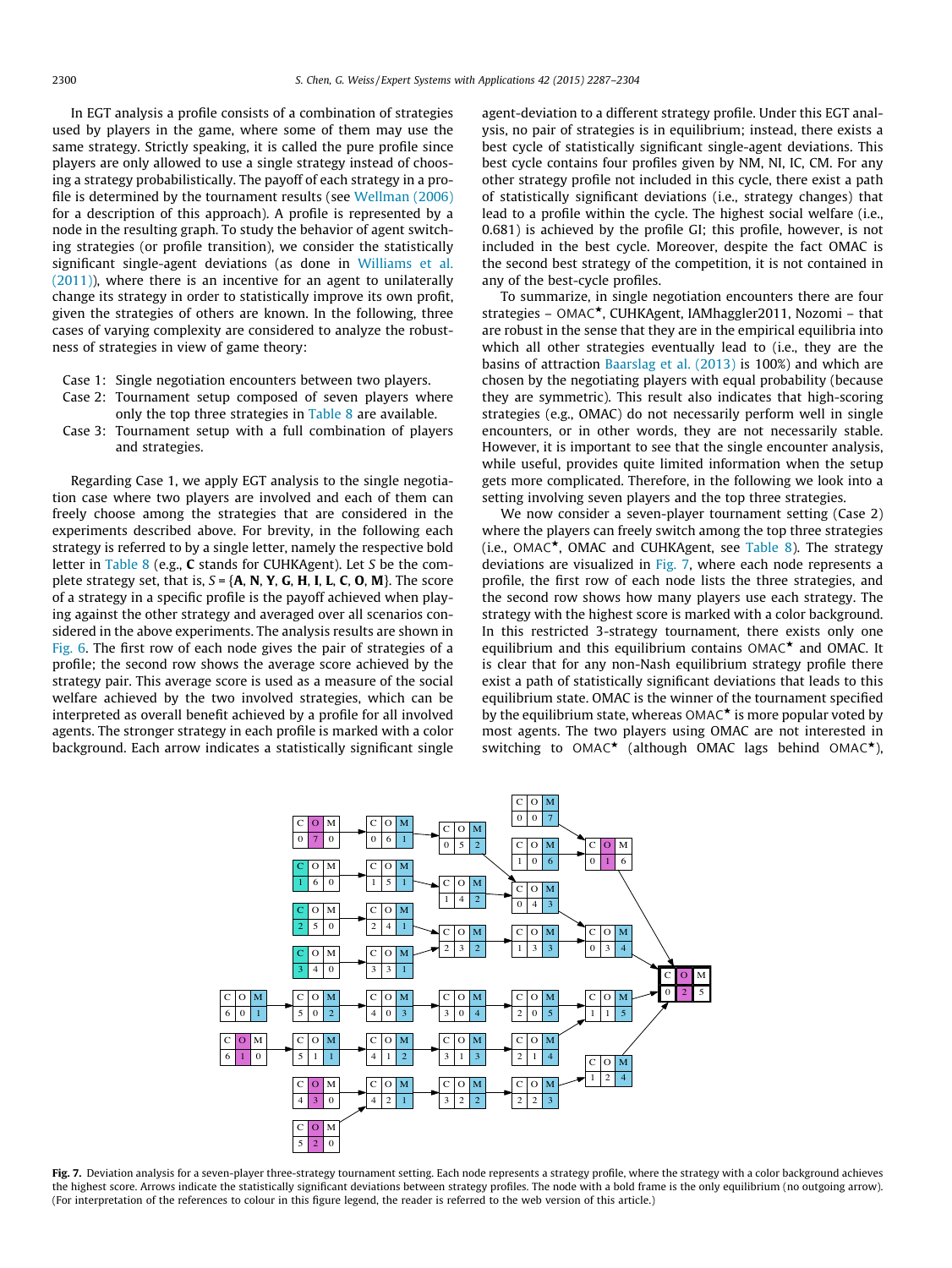In EGT analysis a profile consists of a combination of strategies used by players in the game, where some of them may use the same strategy. Strictly speaking, it is called the pure profile since players are only allowed to use a single strategy instead of choosing a strategy probabilistically. The payoff of each strategy in a profile is determined by the tournament results (see Wellman (2006) for a description of this approach). A profile is represented by a node in the resulting graph. To study the behavior of agent switching strategies (or profile transition), we consider the statistically significant single-agent deviations (as done in Williams et al. (2011)), where there is an incentive for an agent to unilaterally change its strategy in order to statistically improve its own profit, given the strategies of others are known. In the following, three cases of varying complexity are considered to analyze the robustness of strategies in view of game theory:

- Case 1: Single negotiation encounters between two players.
- Case 2: Tournament setup composed of seven players where only the top three strategies in Table 8 are available.
- Case 3: Tournament setup with a full combination of players and strategies.

Regarding Case 1, we apply EGT analysis to the single negotiation case where two players are involved and each of them can freely choose among the strategies that are considered in the experiments described above. For brevity, in the following each strategy is referred to by a single letter, namely the respective bold letter in Table 8 (e.g., **C** stands for CUHKAgent). Let $S$ be the complete strategy set, that is, $S = \{\mathbf{A}, \mathbf{N}, \mathbf{Y}, \mathbf{G}, \mathbf{H}, \mathbf{I}, \mathbf{L}, \mathbf{C}, \mathbf{O}, \mathbf{M}\}$. The score of a strategy in a specific profile is the payoff achieved when playing against the other strategy and averaged over all scenarios considered in the above experiments. The analysis results are shown in Fig. 6. The first row of each node gives the pair of strategies of a profile; the second row shows the average score achieved by the strategy pair. This average score is used as a measure of the social welfare achieved by the two involved strategies, which can be interpreted as overall benefit achieved by a profile for all involved agents. The stronger strategy in each profile is marked with a color background. Each arrow indicates a statistically significant single agent-deviation to a different strategy profile. Under this EGT analysis, no pair of strategies is in equilibrium; instead, there exists a best cycle of statistically significant single-agent deviations. This best cycle contains four profiles given by NM, NI, IC, CM. For any other strategy profile not included in this cycle, there exist a path of statistically significant deviations (i.e., strategy changes) that lead to a profile within the cycle. The highest social welfare (i.e., 0.681) is achieved by the profile GI; this profile, however, is not included in the best cycle. Moreover, despite the fact OMAC is the second best strategy of the competition, it is not contained in any of the best-cycle profiles.

To summarize, in single negotiation encounters there are four strategies – OMAC$^\star$, CUHKAgent, IAMhaggler2011, Nozomi – that are robust in the sense that they are in the empirical equilibria into which all other strategies eventually lead to (i.e., they are the basins of attraction Baarslag et al. (2013) is 100%) and which are chosen by the negotiating players with equal probability (because they are symmetric). This result also indicates that high-scoring strategies (e.g., OMAC) do not necessarily perform well in single encounters, or in other words, they are not necessarily stable. However, it is important to see that the single encounter analysis, while useful, provides quite limited information when the setup gets more complicated. Therefore, in the following we look into a setting involving seven players and the top three strategies.

We now consider a seven-player tournament setting (Case 2) where the players can freely switch among the top three strategies (i.e., OMAC$^\star$, OMAC and CUHKAgent, see Table 8). The strategy deviations are visualized in Fig. 7, where each node represents a profile, the first row of each node lists the three strategies, and the second row shows how many players use each strategy. The strategy with the highest score is marked with a color background. In this restricted 3-strategy tournament, there exists only one equilibrium and this equilibrium contains OMAC$^\star$ and OMAC. It is clear that for any non-Nash equilibrium strategy profile there exist a path of statistically significant deviations that leads to this equilibrium state. OMAC is the winner of the tournament specified by the equilibrium state, whereas OMAC$^\star$ is more popular voted by most agents. The two players using OMAC are not interested in switching to OMAC$^\star$ (although OMAC lags behind OMAC$^\star$),

**Fig. 7.** Deviation analysis for a seven-player three-strategy tournament setting. Each node represents a strategy profile, where the strategy with a color background achieves the highest score. Arrows indicate the statistically significant deviations between strategy profiles. The node with a bold frame is the only equilibrium (no outgoing arrow). (For interpretation of the references to colour in this figure legend, the reader is referred to the web version of this article.)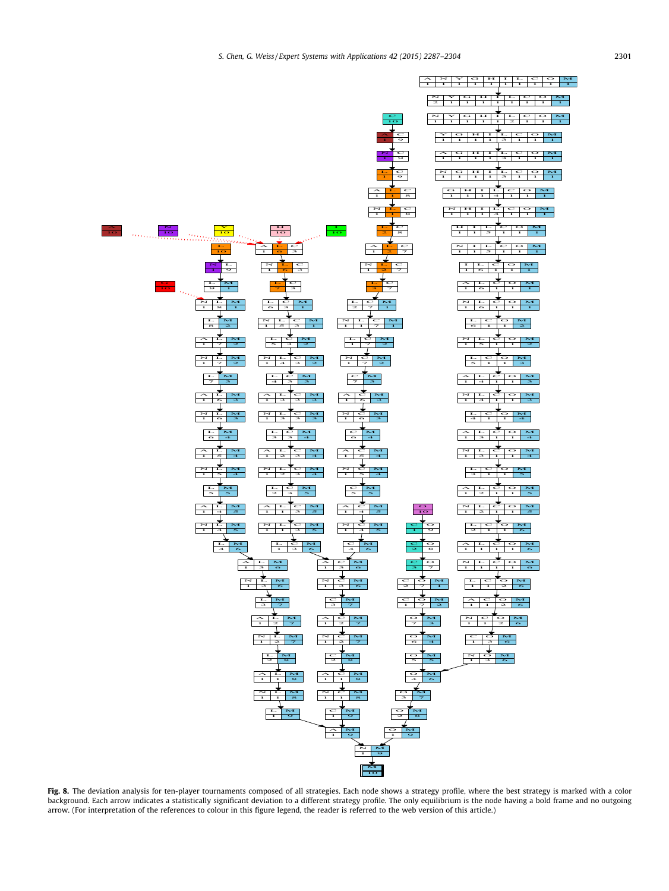**Fig. 8.** The deviation analysis for ten-player tournaments composed of all strategies. Each node shows a strategy profile, where the best strategy is marked with a color background. Each arrow indicates a statistically significant deviation to a different strategy profile. The only equilibrium is the node having a bold frame and no outgoing arrow. (For interpretation of the references to colour in this figure legend, the reader is referred to the web version of this article.)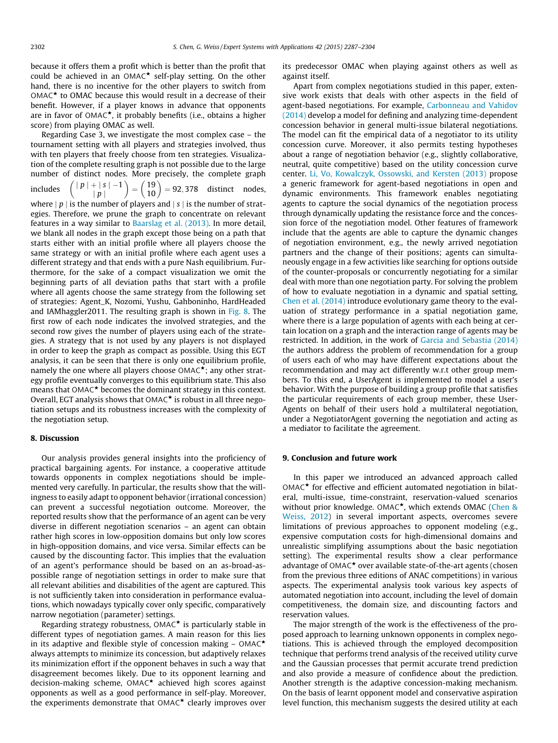because it offers them a profit which is better than the profit that could be achieved in an OMAC★ self-play setting. On the other hand, there is no incentive for the other players to switch from OMAC★ to OMAC because this would result in a decrease of their benefit. However, if a player knows in advance that opponents are in favor of OMAC★, it probably benefits (i.e., obtains a higher score) from playing OMAC as well.

Regarding Case 3, we investigate the most complex case – the tournament setting with all players and strategies involved, thus with ten players that freely choose from ten strategies. Visualization of the complete resulting graph is not possible due to the large number of distinct nodes. More precisely, the complete graph includes $\binom{|p|+|s|-1}{|p|} = \binom{19}{10} = 92,378$ distinct nodes, where $|p|$ is the number of players and $|s|$ is the number of strategies. Therefore, we prune the graph to concentrate on relevant features in a way similar to Baarslag et al. (2013). In more detail, we blank all nodes in the graph except those being on a path that starts either with an initial profile where all players choose the same strategy or with an initial profile where each agent uses a different strategy and that ends with a pure Nash equilibrium. Furthermore, for the sake of a compact visualization we omit the beginning parts of all deviation paths that start with a profile where all agents choose the same strategy from the following set of strategies: Agent_K, Nozomi, Yushu, Gahboninho, HardHeaded and IAMhaggler2011. The resulting graph is shown in Fig. 8. The first row of each node indicates the involved strategies, and the second row gives the number of players using each of the strategies. A strategy that is not used by any players is not displayed in order to keep the graph as compact as possible. Using this EGT analysis, it can be seen that there is only one equilibrium profile, namely the one where all players choose OMAC★; any other strategy profile eventually converges to this equilibrium state. This also means that OMAC★ becomes the dominant strategy in this context. Overall, EGT analysis shows that OMAC★ is robust in all three negotiation setups and its robustness increases with the complexity of the negotiation setup.

## 8. Discussion

Our analysis provides general insights into the proficiency of practical bargaining agents. For instance, a cooperative attitude towards opponents in complex negotiations should be implemented very carefully. In particular, the results show that the willingness to easily adapt to opponent behavior (irrational concession) can prevent a successful negotiation outcome. Moreover, the reported results show that the performance of an agent can be very diverse in different negotiation scenarios – an agent can obtain rather high scores in low-opposition domains but only low scores in high-opposition domains, and vice versa. Similar effects can be caused by the discounting factor. This implies that the evaluation of an agent's performance should be based on an as-broad-as-possible range of negotiation settings in order to make sure that all relevant abilities and disabilities of the agent are captured. This is not sufficiently taken into consideration in performance evaluations, which nowadays typically cover only specific, comparatively narrow negotiation (parameter) settings.

Regarding strategy robustness, OMAC★ is particularly stable in different types of negotiation games. A main reason for this lies in its adaptive and flexible style of concession making – OMAC★ always attempts to minimize its concession, but adaptively relaxes its minimization effort if the opponent behaves in such a way that disagreement becomes likely. Due to its opponent learning and decision-making scheme, OMAC★ achieved high scores against opponents as well as a good performance in self-play. Moreover, the experiments demonstrate that OMAC★ clearly improves over its predecessor OMAC when playing against others as well as against itself.

Apart from complex negotiations studied in this paper, extensive work exists that deals with other aspects in the field of agent-based negotiations. For example, Carbonneau and Vahidov (2014) develop a model for defining and analyzing time-dependent concession behavior in general multi-issue bilateral negotiations. The model can fit the empirical data of a negotiator to its utility concession curve. Moreover, it also permits testing hypotheses about a range of negotiation behavior (e.g., slightly collaborative, neutral, quite competitive) based on the utility concession curve center. Li, Vo, Kowalczyk, Ossowski, and Kersten (2013) propose a generic framework for agent-based negotiations in open and dynamic environments. This framework enables negotiating agents to capture the social dynamics of the negotiation process through dynamically updating the resistance force and the concession force of the negotiation model. Other features of framework include that the agents are able to capture the dynamic changes of negotiation environment, e.g., the newly arrived negotiation partners and the change of their positions; agents can simultaneously engage in a few activities like searching for options outside of the counter-proposals or concurrently negotiating for a similar deal with more than one negotiation party. For solving the problem of how to evaluate negotiation in a dynamic and spatial setting, Chen et al. (2014) introduce evolutionary game theory to the evaluation of strategy performance in a spatial negotiation game, where there is a large population of agents with each being at certain location on a graph and the interaction range of agents may be restricted. In addition, in the work of Garcia and Sebastia (2014) the authors address the problem of recommendation for a group of users each of who may have different expectations about the recommendation and may act differently w.r.t other group members. To this end, a UserAgent is implemented to model a user's behavior. With the purpose of building a group profile that satisfies the particular requirements of each group member, these UserAgents on behalf of their users hold a multilateral negotiation, under a NegotiatorAgent governing the negotiation and acting as a mediator to facilitate the agreement.

## 9. Conclusion and future work

In this paper we introduced an advanced approach called OMAC★ for effective and efficient automated negotiation in bilateral, multi-issue, time-constraint, reservation-valued scenarios without prior knowledge. OMAC★, which extends OMAC (Chen & Weiss, 2012) in several important aspects, overcomes severe limitations of previous approaches to opponent modeling (e.g., expensive computation costs for high-dimensional domains and unrealistic simplifying assumptions about the basic negotiation setting). The experimental results show a clear performance advantage of OMAC★ over available state-of-the-art agents (chosen from the previous three editions of ANAC competitions) in various aspects. The experimental analysis took various key aspects of automated negotiation into account, including the level of domain competitiveness, the domain size, and discounting factors and reservation values.

The major strength of the work is the effectiveness of the proposed approach to learning unknown opponents in complex negotiations. This is achieved through the employed decomposition technique that performs trend analysis of the received utility curve and the Gaussian processes that permit accurate trend prediction and also provide a measure of confidence about the prediction. Another strength is the adaptive concession-making mechanism. On the basis of learnt opponent model and conservative aspiration level function, this mechanism suggests the desired utility at each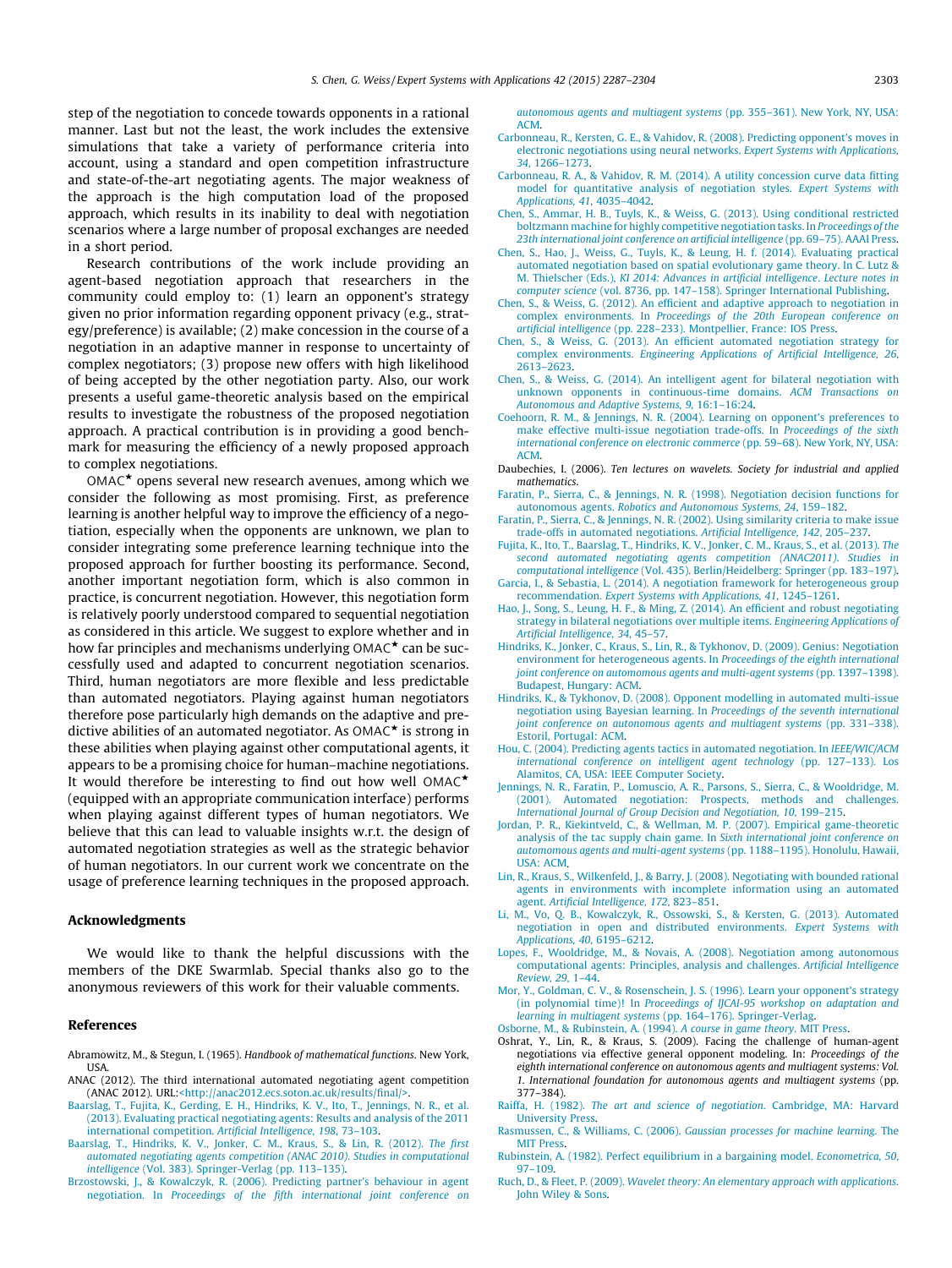step of the negotiation to concede towards opponents in a rational manner. Last but not the least, the work includes the extensive simulations that take a variety of performance criteria into account, using a standard and open competition infrastructure and state-of-the-art negotiating agents. The major weakness of the approach is the high computation load of the proposed approach, which results in its inability to deal with negotiation scenarios where a large number of proposal exchanges are needed in a short period.

Research contributions of the work include providing an agent-based negotiation approach that researchers in the community could employ to: (1) learn an opponent's strategy given no prior information regarding opponent privacy (e.g., strategy/preference) is available; (2) make concession in the course of a negotiation in an adaptive manner in response to uncertainty of complex negotiators; (3) propose new offers with high likelihood of being accepted by the other negotiation party. Also, our work presents a useful game-theoretic analysis based on the empirical results to investigate the robustness of the proposed negotiation approach. A practical contribution is in providing a good benchmark for measuring the efficiency of a newly proposed approach to complex negotiations.

OMAC★ opens several new research avenues, among which we consider the following as most promising. First, as preference learning is another helpful way to improve the efficiency of a negotiation, especially when the opponents are unknown, we plan to consider integrating some preference learning technique into the proposed approach for further boosting its performance. Second, another important negotiation form, which is also common in practice, is concurrent negotiation. However, this negotiation form is relatively poorly understood compared to sequential negotiation as considered in this article. We suggest to explore whether and in how far principles and mechanisms underlying OMAC★ can be successfully used and adapted to concurrent negotiation scenarios. Third, human negotiators are more flexible and less predictable than automated negotiators. Playing against human negotiators therefore pose particularly high demands on the adaptive and predictive abilities of an automated negotiator. As OMAC★ is strong in these abilities when playing against other computational agents, it appears to be a promising choice for human–machine negotiations. It would therefore be interesting to find out how well OMAC★ (equipped with an appropriate communication interface) performs when playing against different types of human negotiators. We believe that this can lead to valuable insights w.r.t. the design of automated negotiation strategies as well as the strategic behavior of human negotiators. In our current work we concentrate on the usage of preference learning techniques in the proposed approach.

## Acknowledgments

We would like to thank the helpful discussions with the members of the DKE Swarmlab. Special thanks also go to the anonymous reviewers of this work for their valuable comments.

## References

Abramowitz, M., & Stegun, I. (1965). *Handbook of mathematical functions*. New York, USA.

ANAC (2012). The third international automated negotiating agent competition (ANAC 2012). URL:<http://anac2012.ecs.soton.ac.uk/results/final/>.

Baarslag, T., Fujita, K., Gerding, E. H., Hindriks, K. V., Ito, T., Jennings, N. R., et al. (2013). Evaluating practical negotiating agents: Results and analysis of the 2011 international competition. *Artificial Intelligence, 198*, 73–103.

Baarslag, T., Hindriks, K. V., Jonker, C. M., Kraus, S., & Lin, R. (2012). *The first automated negotiating agents competition (ANAC 2010). Studies in computational intelligence* (Vol. 383). Springer-Verlag (pp. 113–135).

Brzostowski, J., & Kowalczyk, R. (2006). Predicting partner's behaviour in agent negotiation. In *Proceedings of the fifth international joint conference on autonomous agents and multiagent systems* (pp. 355–361). New York, NY, USA: ACM.

Carbonneau, R., Kersten, G. E., & Vahidov, R. (2008). Predicting opponent's moves in electronic negotiations using neural networks. *Expert Systems with Applications, 34*, 1266–1273.

Carbonneau, R. A., & Vahidov, R. M. (2014). A utility concession curve data fitting model for quantitative analysis of negotiation styles. *Expert Systems with Applications, 41*, 4035–4042.

Chen, S., Ammar, H. B., Tuyls, K., & Weiss, G. (2013). Using conditional restricted boltzmann machine for highly competitive negotiation tasks. In *Proceedings of the 23th international joint conference on artificial intelligence* (pp. 69–75). AAAI Press.

Chen, S., Hao, J., Weiss, G., Tuyls, K., & Leung, H. f. (2014). Evaluating practical automated negotiation based on spatial evolutionary game theory. In C. Lutz & M. Thielscher (Eds.), *KI 2014: Advances in artificial intelligence. Lecture notes in computer science* (vol. 8736, pp. 147–158). Springer International Publishing.

Chen, S., & Weiss, G. (2012). An efficient and adaptive approach to negotiation in complex environments. In *Proceedings of the 20th European conference on artificial intelligence* (pp. 228–233). Montpellier, France: IOS Press.

Chen, S., & Weiss, G. (2013). An efficient automated negotiation strategy for complex environments. *Engineering Applications of Artificial Intelligence, 26*, 2613–2623.

Chen, S., & Weiss, G. (2014). An intelligent agent for bilateral negotiation with unknown opponents in continuous-time domains. *ACM Transactions on Autonomous and Adaptive Systems, 9*, 16:1–16:24.

Coehoorn, R. M., & Jennings, N. R. (2004). Learning on opponent's preferences to make effective multi-issue negotiation trade-offs. In *Proceedings of the sixth international conference on electronic commerce* (pp. 59–68). New York, NY, USA: ACM.

Daubechies, I. (2006). *Ten lectures on wavelets. Society for industrial and applied mathematics*.

Faratin, P., Sierra, C., & Jennings, N. R. (1998). Negotiation decision functions for autonomous agents. *Robotics and Autonomous Systems, 24*, 159–182.

Faratin, P., Sierra, C., & Jennings, N. R. (2002). Using similarity criteria to make issue trade-offs in automated negotiations. *Artificial Intelligence, 142*, 205–237.

Fujita, K., Ito, T., Baarslag, T., Hindriks, K. V., Jonker, C. M., Kraus, S., et al. (2013). *The second automated negotiating agents competition (ANAC2011). Studies in computational intelligence* (Vol. 435). Berlin/Heidelberg: Springer (pp. 183–197).

Garcia, I., & Sebastia, L. (2014). A negotiation framework for heterogeneous group recommendation. *Expert Systems with Applications, 41*, 1245–1261.

Hao, J., Song, S., Leung, H. F., & Ming, Z. (2014). An efficient and robust negotiating strategy in bilateral negotiations over multiple items. *Engineering Applications of Artificial Intelligence, 34*, 45–57.

Hindriks, K., Jonker, C., Kraus, S., Lin, R., & Tykhonov, D. (2009). Genius: Negotiation environment for heterogeneous agents. In *Proceedings of the eighth international joint conference on automomous agents and multi-agent systems* (pp. 1397–1398). Budapest, Hungary: ACM.

Hindriks, K., & Tykhonov, D. (2008). Opponent modelling in automated multi-issue negotiation using Bayesian learning. In *Proceedings of the seventh international joint conference on autonomous agents and multiagent systems* (pp. 331–338). Estoril, Portugal: ACM.

Hou, C. (2004). Predicting agents tactics in automated negotiation. In *IEEE/WIC/ACM international conference on intelligent agent technology* (pp. 127–133). Los Alamitos, CA, USA: IEEE Computer Society.

Jennings, N. R., Faratin, P., Lomuscio, A. R., Parsons, S., Sierra, C., & Wooldridge, M. (2001). Automated negotiation: Prospects, methods and challenges. *International Journal of Group Decision and Negotiation, 10*, 199–215.

Jordan, P. R., Kiekintveld, C., & Wellman, M. P. (2007). Empirical game-theoretic analysis of the tac supply chain game. In *Sixth international joint conference on automomous agents and multi-agent systems* (pp. 1188–1195). Honolulu, Hawaii, USA: ACM.

Lin, R., Kraus, S., Wilkenfeld, J., & Barry, J. (2008). Negotiating with bounded rational agents in environments with incomplete information using an automated agent. *Artificial Intelligence, 172*, 823–851.

Li, M., Vo, Q. B., Kowalczyk, R., Ossowski, S., & Kersten, G. (2013). Automated negotiation in open and distributed environments. *Expert Systems with Applications, 40*, 6195–6212.

Lopes, F., Wooldridge, M., & Novais, A. (2008). Negotiation among autonomous computational agents: Principles, analysis and challenges. *Artificial Intelligence Review, 29*, 1–44.

Mor, Y., Goldman, C. V., & Rosenschein, J. S. (1996). Learn your opponent's strategy (in polynomial time)! In *Proceedings of IJCAI-95 workshop on adaptation and learning in multiagent systems* (pp. 164–176). Springer-Verlag.

Osborne, M., & Rubinstein, A. (1994). *A course in game theory*. MIT Press.

Oshrat, Y., Lin, R., & Kraus, S. (2009). Facing the challenge of human-agent negotiations via effective general opponent modeling. In: *Proceedings of the eighth international conference on autonomous agents and multiagent systems: Vol. 1. International foundation for autonomous agents and multiagent systems* (pp. 377–384).

Raiffa, H. (1982). *The art and science of negotiation*. Cambridge, MA: Harvard University Press.

Rasmussen, C., & Williams, C. (2006). *Gaussian processes for machine learning*. The MIT Press.

Rubinstein, A. (1982). Perfect equilibrium in a bargaining model. *Econometrica, 50*, 97–109.

Ruch, D., & Fleet, P. (2009). *Wavelet theory: An elementary approach with applications*. John Wiley & Sons.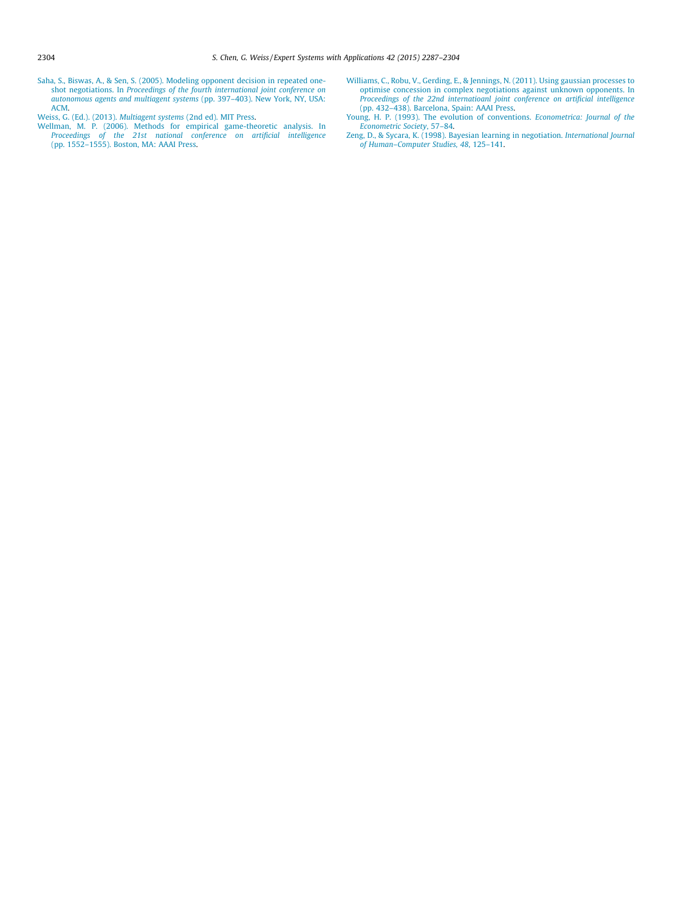Saha, S., Biswas, A., & Sen, S. (2005). Modeling opponent decision in repeated one-shot negotiations. In *Proceedings of the fourth international joint conference on autonomous agents and multiagent systems* (pp. 397–403). New York, NY, USA: ACM.

Weiss, G. (Ed.). (2013). *Multiagent systems* (2nd ed). MIT Press.

Wellman, M. P. (2006). Methods for empirical game-theoretic analysis. In *Proceedings of the 21st national conference on artificial intelligence* (pp. 1552–1555). Boston, MA: AAAI Press.

Williams, C., Robu, V., Gerding, E., & Jennings, N. (2011). Using gaussian processes to optimise concession in complex negotiations against unknown opponents. In *Proceedings of the 22nd internatioanl joint conference on artificial intelligence* (pp. 432–438). Barcelona, Spain: AAAI Press.

Young, H. P. (1993). The evolution of conventions. *Econometrica: Journal of the Econometric Society*, 57–84.

Zeng, D., & Sycara, K. (1998). Bayesian learning in negotiation. *International Journal of Human–Computer Studies, 48*, 125–141.